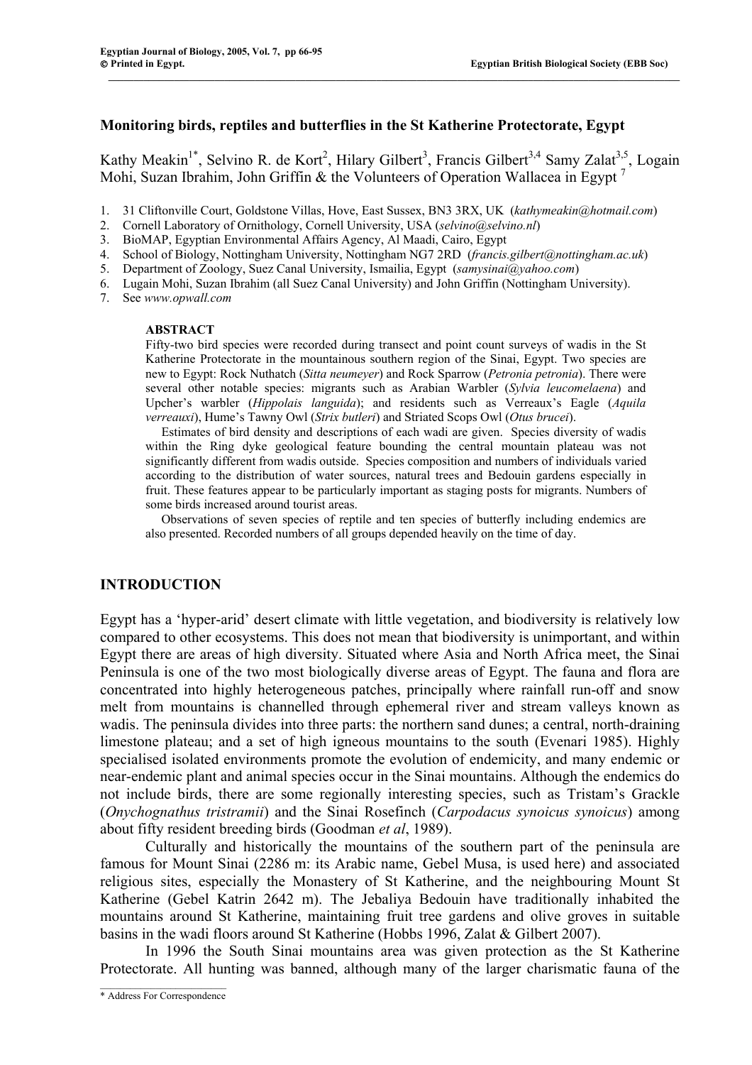# Monitoring birds, reptiles and butterflies in the St Katherine Protectorate, Egypt

Kathy Meakin[1*], Selvino R. de Kort[2], Hilary Gilbert[3], Francis Gilbert[3,4] Samy Zalat[3,5], Logain Mohi, Suzan Ibrahim, John Griffin & the Volunteers of Operation Wallacea in Egypt [7]

1. 31 Cliftonville Court, Goldstone Villas, Hove, East Sussex, BN3 3RX, UK (*kathymeakin@hotmail.com*)
2. Cornell Laboratory of Ornithology, Cornell University, USA (*selvino@selvino.nl*)
3. BioMAP, Egyptian Environmental Affairs Agency, Al Maadi, Cairo, Egypt
4. School of Biology, Nottingham University, Nottingham NG7 2RD (*francis.gilbert@nottingham.ac.uk*)
5. Department of Zoology, Suez Canal University, Ismailia, Egypt (*samysinai@yahoo.com*)
6. Lugain Mohi, Suzan Ibrahim (all Suez Canal University) and John Griffin (Nottingham University).
7. See *www.opwall.com*

**ABSTRACT**

Fifty-two bird species were recorded during transect and point count surveys of wadis in the St Katherine Protectorate in the mountainous southern region of the Sinai, Egypt. Two species are new to Egypt: Rock Nuthatch (*Sitta neumeyer*) and Rock Sparrow (*Petronia petronia*). There were several other notable species: migrants such as Arabian Warbler (*Sylvia leucomelaena*) and Upcher's warbler (*Hippolais languida*); and residents such as Verreaux's Eagle (*Aquila verreauxi*), Hume's Tawny Owl (*Strix butleri*) and Striated Scops Owl (*Otus brucei*).

Estimates of bird density and descriptions of each wadi are given. Species diversity of wadis within the Ring dyke geological feature bounding the central mountain plateau was not significantly different from wadis outside. Species composition and numbers of individuals varied according to the distribution of water sources, natural trees and Bedouin gardens especially in fruit. These features appear to be particularly important as staging posts for migrants. Numbers of some birds increased around tourist areas.

Observations of seven species of reptile and ten species of butterfly including endemics are also presented. Recorded numbers of all groups depended heavily on the time of day.

## INTRODUCTION

Egypt has a 'hyper-arid' desert climate with little vegetation, and biodiversity is relatively low compared to other ecosystems. This does not mean that biodiversity is unimportant, and within Egypt there are areas of high diversity. Situated where Asia and North Africa meet, the Sinai Peninsula is one of the two most biologically diverse areas of Egypt. The fauna and flora are concentrated into highly heterogeneous patches, principally where rainfall run-off and snow melt from mountains is channelled through ephemeral river and stream valleys known as wadis. The peninsula divides into three parts: the northern sand dunes; a central, north-draining limestone plateau; and a set of high igneous mountains to the south (Evenari 1985). Highly specialised isolated environments promote the evolution of endemicity, and many endemic or near-endemic plant and animal species occur in the Sinai mountains. Although the endemics do not include birds, there are some regionally interesting species, such as Tristam's Grackle (*Onychognathus tristramii*) and the Sinai Rosefinch (*Carpodacus synoicus synoicus*) among about fifty resident breeding birds (Goodman *et al*, 1989).

Culturally and historically the mountains of the southern part of the peninsula are famous for Mount Sinai (2286 m: its Arabic name, Gebel Musa, is used here) and associated religious sites, especially the Monastery of St Katherine, and the neighbouring Mount St Katherine (Gebel Katrin 2642 m). The Jebaliya Bedouin have traditionally inhabited the mountains around St Katherine, maintaining fruit tree gardens and olive groves in suitable basins in the wadi floors around St Katherine (Hobbs 1996, Zalat & Gilbert 2007).

In 1996 the South Sinai mountains area was given protection as the St Katherine Protectorate. All hunting was banned, although many of the larger charismatic fauna of the

\* Address For Correspondence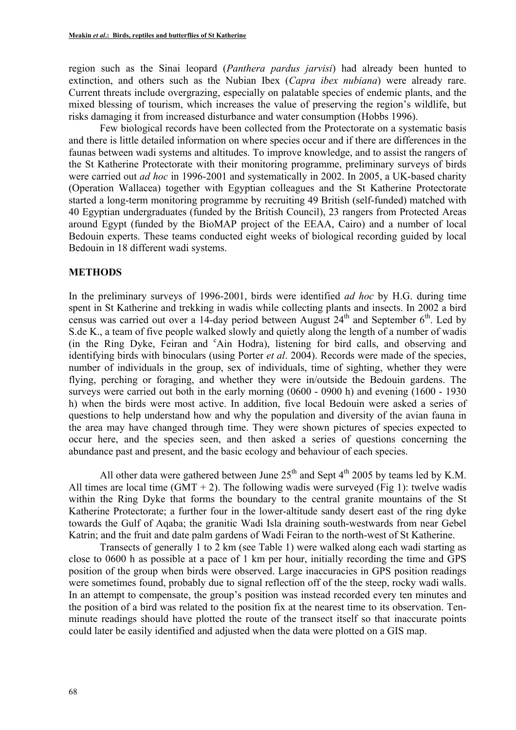region such as the Sinai leopard (*Panthera pardus jarvisi*) had already been hunted to extinction, and others such as the Nubian Ibex (*Capra ibex nubiana*) were already rare. Current threats include overgrazing, especially on palatable species of endemic plants, and the mixed blessing of tourism, which increases the value of preserving the region's wildlife, but risks damaging it from increased disturbance and water consumption (Hobbs 1996).

Few biological records have been collected from the Protectorate on a systematic basis and there is little detailed information on where species occur and if there are differences in the faunas between wadi systems and altitudes. To improve knowledge, and to assist the rangers of the St Katherine Protectorate with their monitoring programme, preliminary surveys of birds were carried out *ad hoc* in 1996-2001 and systematically in 2002. In 2005, a UK-based charity (Operation Wallacea) together with Egyptian colleagues and the St Katherine Protectorate started a long-term monitoring programme by recruiting 49 British (self-funded) matched with 40 Egyptian undergraduates (funded by the British Council), 23 rangers from Protected Areas around Egypt (funded by the BioMAP project of the EEAA, Cairo) and a number of local Bedouin experts. These teams conducted eight weeks of biological recording guided by local Bedouin in 18 different wadi systems.

## METHODS

In the preliminary surveys of 1996-2001, birds were identified *ad hoc* by H.G. during time spent in St Katherine and trekking in wadis while collecting plants and insects. In 2002 a bird census was carried out over a 14-day period between August 24th and September 6th. Led by S.de K., a team of five people walked slowly and quietly along the length of a number of wadis (in the Ring Dyke, Feiran and ᶜAin Hodra), listening for bird calls, and observing and identifying birds with binoculars (using Porter *et al*. 2004). Records were made of the species, number of individuals in the group, sex of individuals, time of sighting, whether they were flying, perching or foraging, and whether they were in/outside the Bedouin gardens. The surveys were carried out both in the early morning (0600 - 0900 h) and evening (1600 - 1930 h) when the birds were most active. In addition, five local Bedouin were asked a series of questions to help understand how and why the population and diversity of the avian fauna in the area may have changed through time. They were shown pictures of species expected to occur here, and the species seen, and then asked a series of questions concerning the abundance past and present, and the basic ecology and behaviour of each species.

All other data were gathered between June 25th and Sept 4th 2005 by teams led by K.M. All times are local time (GMT + 2). The following wadis were surveyed (Fig 1): twelve wadis within the Ring Dyke that forms the boundary to the central granite mountains of the St Katherine Protectorate; a further four in the lower-altitude sandy desert east of the ring dyke towards the Gulf of Aqaba; the granitic Wadi Isla draining south-westwards from near Gebel Katrin; and the fruit and date palm gardens of Wadi Feiran to the north-west of St Katherine.

Transects of generally 1 to 2 km (see Table 1) were walked along each wadi starting as close to 0600 h as possible at a pace of 1 km per hour, initially recording the time and GPS position of the group when birds were observed. Large inaccuracies in GPS position readings were sometimes found, probably due to signal reflection off of the the steep, rocky wadi walls. In an attempt to compensate, the group's position was instead recorded every ten minutes and the position of a bird was related to the position fix at the nearest time to its observation. Ten-minute readings should have plotted the route of the transect itself so that inaccurate points could later be easily identified and adjusted when the data were plotted on a GIS map.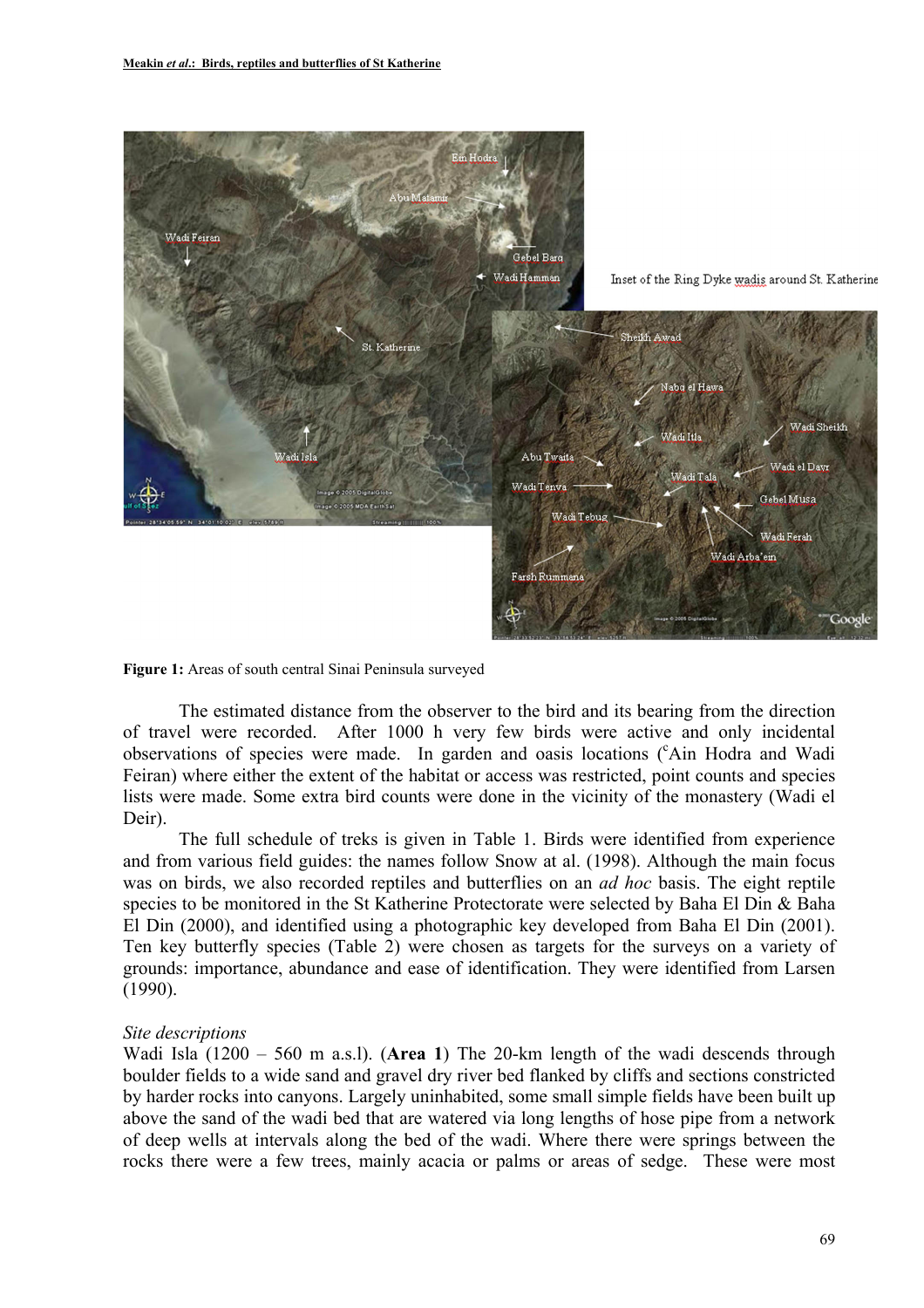**Figure 1:** Areas of south central Sinai Peninsula surveyed

The estimated distance from the observer to the bird and its bearing from the direction of travel were recorded. After 1000 h very few birds were active and only incidental observations of species were made. In garden and oasis locations ([c]Ain Hodra and Wadi Feiran) where either the extent of the habitat or access was restricted, point counts and species lists were made. Some extra bird counts were done in the vicinity of the monastery (Wadi el Deir).

The full schedule of treks is given in Table 1. Birds were identified from experience and from various field guides: the names follow Snow at al. (1998). Although the main focus was on birds, we also recorded reptiles and butterflies on an *ad hoc* basis. The eight reptile species to be monitored in the St Katherine Protectorate were selected by Baha El Din & Baha El Din (2000), and identified using a photographic key developed from Baha El Din (2001). Ten key butterfly species (Table 2) were chosen as targets for the surveys on a variety of grounds: importance, abundance and ease of identification. They were identified from Larsen (1990).

*Site descriptions*

Wadi Isla (1200 – 560 m a.s.l). (**Area 1**) The 20-km length of the wadi descends through boulder fields to a wide sand and gravel dry river bed flanked by cliffs and sections constricted by harder rocks into canyons. Largely uninhabited, some small simple fields have been built up above the sand of the wadi bed that are watered via long lengths of hose pipe from a network of deep wells at intervals along the bed of the wadi. Where there were springs between the rocks there were a few trees, mainly acacia or palms or areas of sedge. These were most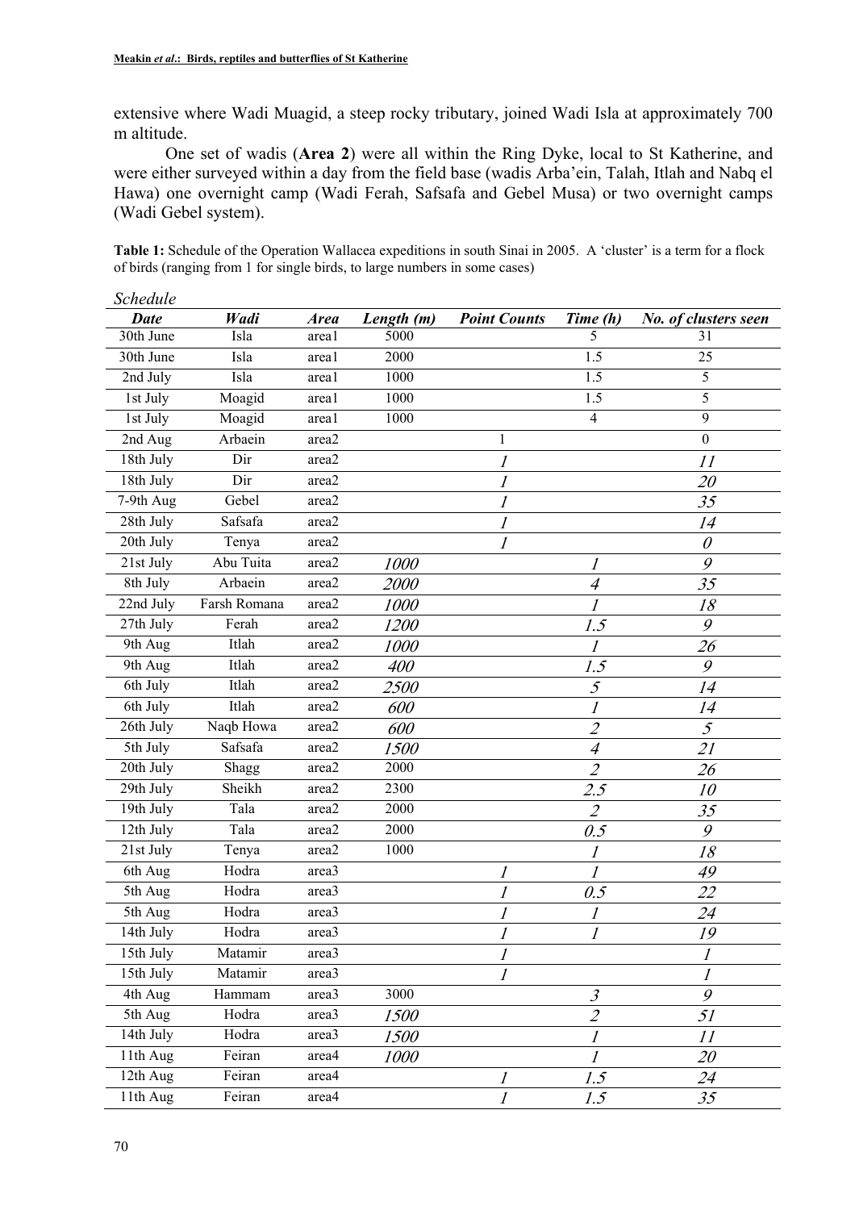extensive where Wadi Muagid, a steep rocky tributary, joined Wadi Isla at approximately 700 m altitude.

One set of wadis (**Area 2**) were all within the Ring Dyke, local to St Katherine, and were either surveyed within a day from the field base (wadis Arba'ein, Talah, Itlah and Nabq el Hawa) one overnight camp (Wadi Ferah, Safsafa and Gebel Musa) or two overnight camps (Wadi Gebel system).

**Table 1:** Schedule of the Operation Wallacea expeditions in south Sinai in 2005. A 'cluster' is a term for a flock of birds (ranging from 1 for single birds, to large numbers in some cases)

*Schedule*

| Date | Wadi | Area | Length (m) | Point Counts | Time (h) | No. of clusters seen |
|---|---|---|---|---|---|---|
| 30th June | Isla | area1 | 5000 | | 5 | 31 |
| 30th June | Isla | area1 | 2000 | | 1.5 | 25 |
| 2nd July | Isla | area1 | 1000 | | 1.5 | 5 |
| 1st July | Moagid | area1 | 1000 | | 1.5 | 5 |
| 1st July | Moagid | area1 | 1000 | | 4 | 9 |
| 2nd Aug | Arbaein | area2 | | 1 | | 0 |
| 18th July | Dir | area2 | | 1 | | 11 |
| 18th July | Dir | area2 | | 1 | | 20 |
| 7-9th Aug | Gebel | area2 | | 1 | | 35 |
| 28th July | Safsafa | area2 | | 1 | | 14 |
| 20th July | Tenya | area2 | | 1 | | 0 |
| 21st July | Abu Tuita | area2 | 1000 | | 1 | 9 |
| 8th July | Arbaein | area2 | 2000 | | 4 | 35 |
| 22nd July | Farsh Romana | area2 | 1000 | | 1 | 18 |
| 27th July | Ferah | area2 | 1200 | | 1.5 | 9 |
| 9th Aug | Itlah | area2 | 1000 | | 1 | 26 |
| 9th Aug | Itlah | area2 | 400 | | 1.5 | 9 |
| 6th July | Itlah | area2 | 2500 | | 5 | 14 |
| 6th July | Itlah | area2 | 600 | | 1 | 14 |
| 26th July | Naqb Howa | area2 | 600 | | 2 | 5 |
| 5th July | Safsafa | area2 | 1500 | | 4 | 21 |
| 20th July | Shagg | area2 | 2000 | | 2 | 26 |
| 29th July | Sheikh | area2 | 2300 | | 2.5 | 10 |
| 19th July | Tala | area2 | 2000 | | 2 | 35 |
| 12th July | Tala | area2 | 2000 | | 0.5 | 9 |
| 21st July | Tenya | area2 | 1000 | | 1 | 18 |
| 6th Aug | Hodra | area3 | | 1 | 1 | 49 |
| 5th Aug | Hodra | area3 | | 1 | 0.5 | 22 |
| 5th Aug | Hodra | area3 | | 1 | 1 | 24 |
| 14th July | Hodra | area3 | | 1 | 1 | 19 |
| 15th July | Matamir | area3 | | 1 | | 1 |
| 15th July | Matamir | area3 | | 1 | | 1 |
| 4th Aug | Hammam | area3 | 3000 | | 3 | 9 |
| 5th Aug | Hodra | area3 | 1500 | | 2 | 51 |
| 14th July | Hodra | area3 | 1500 | | 1 | 11 |
| 11th Aug | Feiran | area4 | 1000 | | 1 | 20 |
| 12th Aug | Feiran | area4 | | 1 | 1.5 | 24 |
| 11th Aug | Feiran | area4 | | 1 | 1.5 | 35 |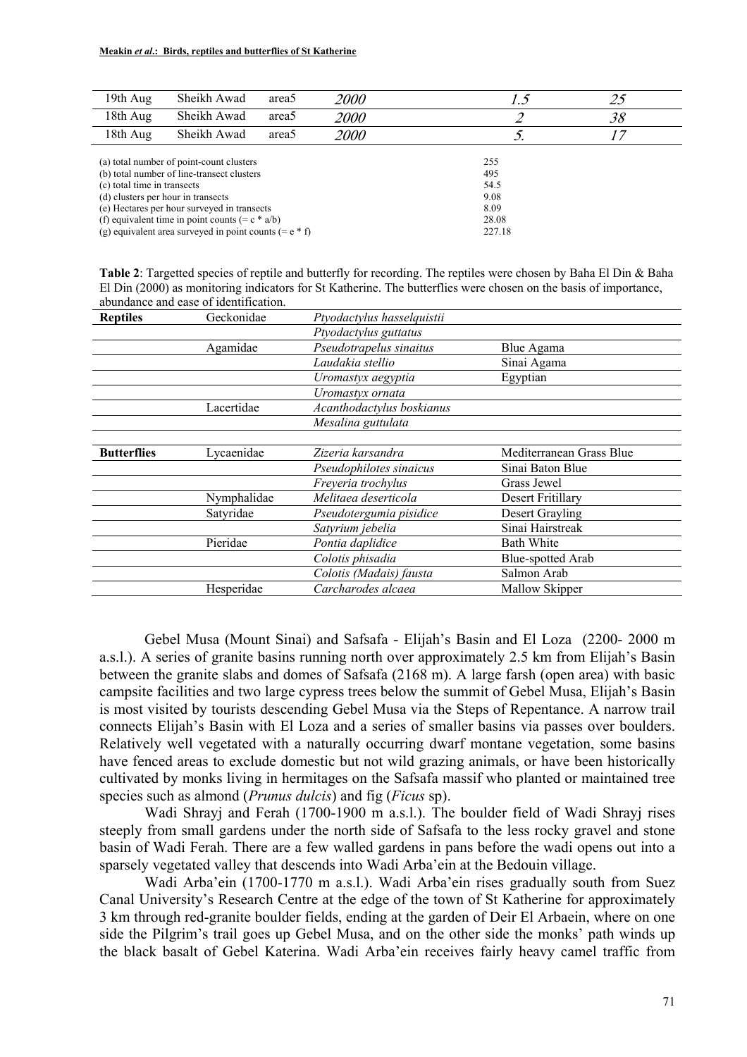| 19th Aug | Sheikh Awad | area5 | *2000* | *1.5* | *25* |
|---|---|---|---|---|---|
| 18th Aug | Sheikh Awad | area5 | *2000* | *2* | *38* |
| 18th Aug | Sheikh Awad | area5 | *2000* | *5.* | *17* |

| | |
|---|---|
| (a) total number of point-count clusters | 255 |
| (b) total number of line-transect clusters | 495 |
| (c) total time in transects | 54.5 |
| (d) clusters per hour in transects | 9.08 |
| (e) Hectares per hour surveyed in transects | 8.09 |
| (f) equivalent time in point counts (= c * a/b) | 28.08 |
| (g) equivalent area surveyed in point counts (= e * f) | 227.18 |

**Table 2**: Targetted species of reptile and butterfly for recording. The reptiles were chosen by Baha El Din & Baha El Din (2000) as monitoring indicators for St Katherine. The butterflies were chosen on the basis of importance, abundance and ease of identification.

| **Reptiles** | Geckonidae | *Ptyodactylus hasselquistii* | |
|---|---|---|---|
| | | *Ptyodactylus guttatus* | |
| | Agamidae | *Pseudotrapelus sinaitus* | Blue Agama |
| | | *Laudakia stellio* | Sinai Agama |
| | | *Uromastyx aegyptia* | Egyptian |
| | | *Uromastyx ornata* | |
| | Lacertidae | *Acanthodactylus boskianus* | |
| | | *Mesalina guttulata* | |
| | | | |
| **Butterflies** | Lycaenidae | *Zizeria karsandra* | Mediterranean Grass Blue |
| | | *Pseudophilotes sinaicus* | Sinai Baton Blue |
| | | *Freyeria trochylus* | Grass Jewel |
| | Nymphalidae | *Melitaea deserticola* | Desert Fritillary |
| | Satyridae | *Pseudotergumia pisidice* | Desert Grayling |
| | | *Satyrium jebelia* | Sinai Hairstreak |
| | Pieridae | *Pontia daplidice* | Bath White |
| | | *Colotis phisadia* | Blue-spotted Arab |
| | | *Colotis (Madais) fausta* | Salmon Arab |
| | Hesperidae | *Carcharodes alcaea* | Mallow Skipper |

Gebel Musa (Mount Sinai) and Safsafa - Elijah's Basin and El Loza (2200- 2000 m a.s.l.). A series of granite basins running north over approximately 2.5 km from Elijah's Basin between the granite slabs and domes of Safsafa (2168 m). A large farsh (open area) with basic campsite facilities and two large cypress trees below the summit of Gebel Musa, Elijah's Basin is most visited by tourists descending Gebel Musa via the Steps of Repentance. A narrow trail connects Elijah's Basin with El Loza and a series of smaller basins via passes over boulders. Relatively well vegetated with a naturally occurring dwarf montane vegetation, some basins have fenced areas to exclude domestic but not wild grazing animals, or have been historically cultivated by monks living in hermitages on the Safsafa massif who planted or maintained tree species such as almond (*Prunus dulcis*) and fig (*Ficus* sp).

Wadi Shrayj and Ferah (1700-1900 m a.s.l.). The boulder field of Wadi Shrayj rises steeply from small gardens under the north side of Safsafa to the less rocky gravel and stone basin of Wadi Ferah. There are a few walled gardens in pans before the wadi opens out into a sparsely vegetated valley that descends into Wadi Arba'ein at the Bedouin village.

Wadi Arba'ein (1700-1770 m a.s.l.). Wadi Arba'ein rises gradually south from Suez Canal University's Research Centre at the edge of the town of St Katherine for approximately 3 km through red-granite boulder fields, ending at the garden of Deir El Arbaein, where on one side the Pilgrim's trail goes up Gebel Musa, and on the other side the monks' path winds up the black basalt of Gebel Katerina. Wadi Arba'ein receives fairly heavy camel traffic from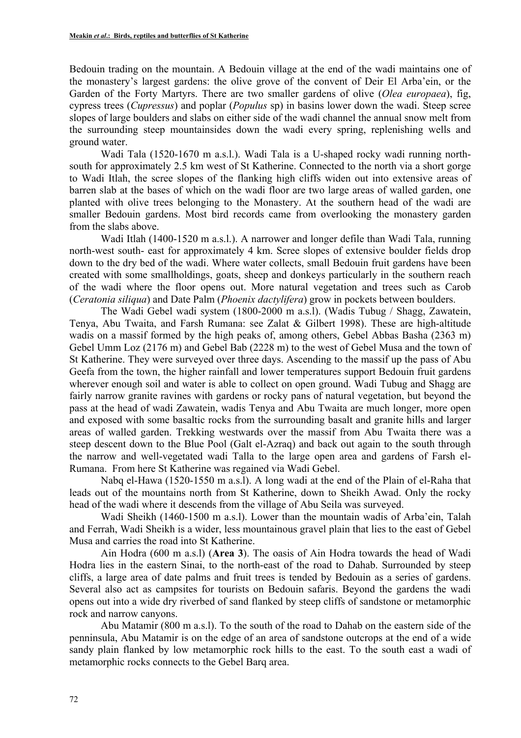Bedouin trading on the mountain. A Bedouin village at the end of the wadi maintains one of the monastery's largest gardens: the olive grove of the convent of Deir El Arba'ein, or the Garden of the Forty Martyrs. There are two smaller gardens of olive (*Olea europaea*), fig, cypress trees (*Cupressus*) and poplar (*Populus* sp) in basins lower down the wadi. Steep scree slopes of large boulders and slabs on either side of the wadi channel the annual snow melt from the surrounding steep mountainsides down the wadi every spring, replenishing wells and ground water.

Wadi Tala (1520-1670 m a.s.l.). Wadi Tala is a U-shaped rocky wadi running north-south for approximately 2.5 km west of St Katherine. Connected to the north via a short gorge to Wadi Itlah, the scree slopes of the flanking high cliffs widen out into extensive areas of barren slab at the bases of which on the wadi floor are two large areas of walled garden, one planted with olive trees belonging to the Monastery. At the southern head of the wadi are smaller Bedouin gardens. Most bird records came from overlooking the monastery garden from the slabs above.

Wadi Itlah (1400-1520 m a.s.l.). A narrower and longer defile than Wadi Tala, running north-west south- east for approximately 4 km. Scree slopes of extensive boulder fields drop down to the dry bed of the wadi. Where water collects, small Bedouin fruit gardens have been created with some smallholdings, goats, sheep and donkeys particularly in the southern reach of the wadi where the floor opens out. More natural vegetation and trees such as Carob (*Ceratonia siliqua*) and Date Palm (*Phoenix dactylifera*) grow in pockets between boulders.

The Wadi Gebel wadi system (1800-2000 m a.s.l). (Wadis Tubug / Shagg, Zawatein, Tenya, Abu Twaita, and Farsh Rumana: see Zalat & Gilbert 1998). These are high-altitude wadis on a massif formed by the high peaks of, among others, Gebel Abbas Basha (2363 m) Gebel Umm Loz (2176 m) and Gebel Bab (2228 m) to the west of Gebel Musa and the town of St Katherine. They were surveyed over three days. Ascending to the massif up the pass of Abu Geefa from the town, the higher rainfall and lower temperatures support Bedouin fruit gardens wherever enough soil and water is able to collect on open ground. Wadi Tubug and Shagg are fairly narrow granite ravines with gardens or rocky pans of natural vegetation, but beyond the pass at the head of wadi Zawatein, wadis Tenya and Abu Twaita are much longer, more open and exposed with some basaltic rocks from the surrounding basalt and granite hills and larger areas of walled garden. Trekking westwards over the massif from Abu Twaita there was a steep descent down to the Blue Pool (Galt el-Azraq) and back out again to the south through the narrow and well-vegetated wadi Talla to the large open area and gardens of Farsh el-Rumana. From here St Katherine was regained via Wadi Gebel.

Nabq el-Hawa (1520-1550 m a.s.l). A long wadi at the end of the Plain of el-Raha that leads out of the mountains north from St Katherine, down to Sheikh Awad. Only the rocky head of the wadi where it descends from the village of Abu Seila was surveyed.

Wadi Sheikh (1460-1500 m a.s.l). Lower than the mountain wadis of Arba'ein, Talah and Ferrah, Wadi Sheikh is a wider, less mountainous gravel plain that lies to the east of Gebel Musa and carries the road into St Katherine.

Ain Hodra (600 m a.s.l) (**Area 3**). The oasis of Ain Hodra towards the head of Wadi Hodra lies in the eastern Sinai, to the north-east of the road to Dahab. Surrounded by steep cliffs, a large area of date palms and fruit trees is tended by Bedouin as a series of gardens. Several also act as campsites for tourists on Bedouin safaris. Beyond the gardens the wadi opens out into a wide dry riverbed of sand flanked by steep cliffs of sandstone or metamorphic rock and narrow canyons.

Abu Matamir (800 m a.s.l). To the south of the road to Dahab on the eastern side of the penninsula, Abu Matamir is on the edge of an area of sandstone outcrops at the end of a wide sandy plain flanked by low metamorphic rock hills to the east. To the south east a wadi of metamorphic rocks connects to the Gebel Barq area.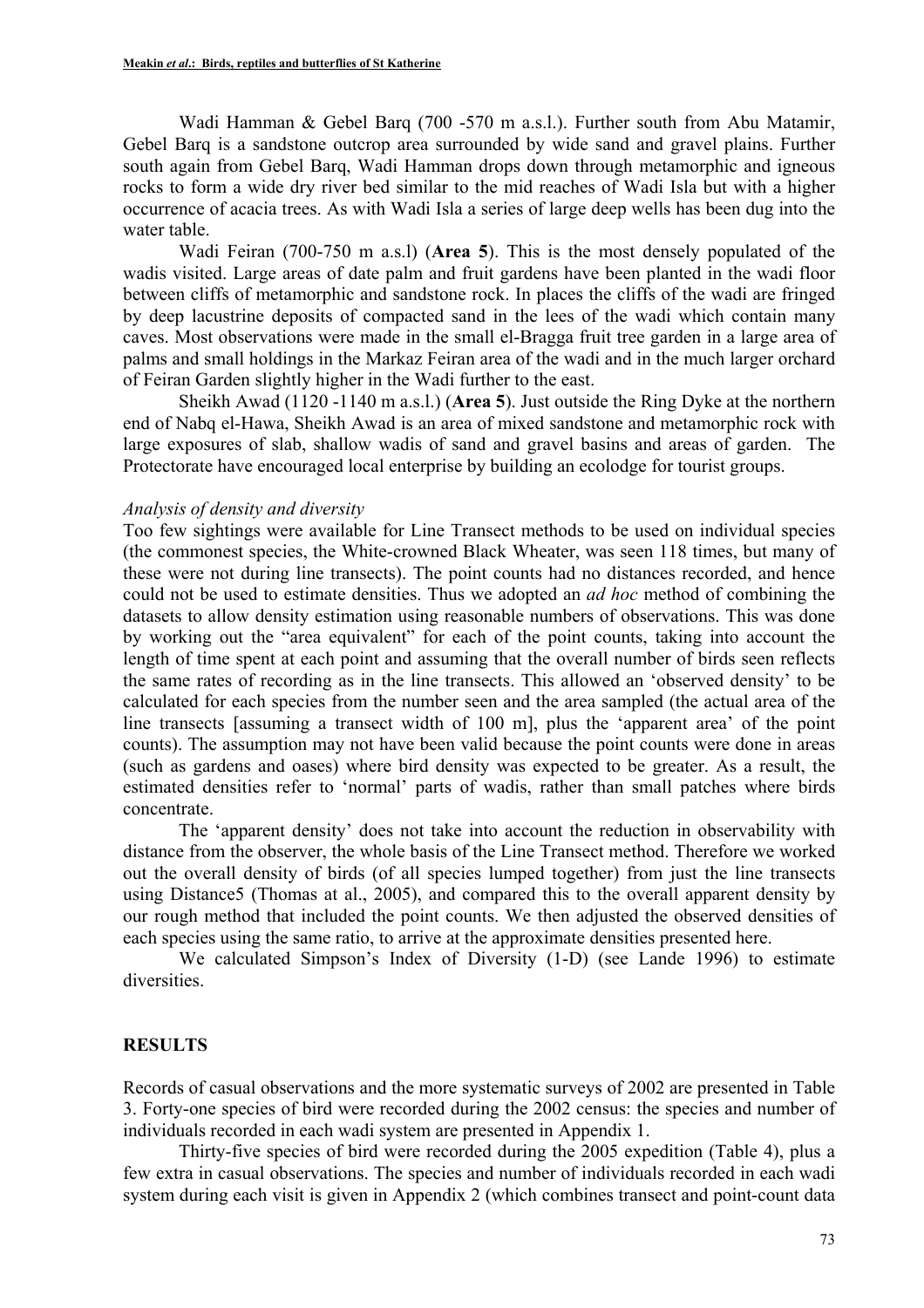Wadi Hamman & Gebel Barq (700 -570 m a.s.l.). Further south from Abu Matamir, Gebel Barq is a sandstone outcrop area surrounded by wide sand and gravel plains. Further south again from Gebel Barq, Wadi Hamman drops down through metamorphic and igneous rocks to form a wide dry river bed similar to the mid reaches of Wadi Isla but with a higher occurrence of acacia trees. As with Wadi Isla a series of large deep wells has been dug into the water table.

Wadi Feiran (700-750 m a.s.l) (**Area 5**). This is the most densely populated of the wadis visited. Large areas of date palm and fruit gardens have been planted in the wadi floor between cliffs of metamorphic and sandstone rock. In places the cliffs of the wadi are fringed by deep lacustrine deposits of compacted sand in the lees of the wadi which contain many caves. Most observations were made in the small el-Bragga fruit tree garden in a large area of palms and small holdings in the Markaz Feiran area of the wadi and in the much larger orchard of Feiran Garden slightly higher in the Wadi further to the east.

Sheikh Awad (1120 -1140 m a.s.l.) (**Area 5**). Just outside the Ring Dyke at the northern end of Nabq el-Hawa, Sheikh Awad is an area of mixed sandstone and metamorphic rock with large exposures of slab, shallow wadis of sand and gravel basins and areas of garden. The Protectorate have encouraged local enterprise by building an ecolodge for tourist groups.

*Analysis of density and diversity*

Too few sightings were available for Line Transect methods to be used on individual species (the commonest species, the White-crowned Black Wheater, was seen 118 times, but many of these were not during line transects). The point counts had no distances recorded, and hence could not be used to estimate densities. Thus we adopted an *ad hoc* method of combining the datasets to allow density estimation using reasonable numbers of observations. This was done by working out the "area equivalent" for each of the point counts, taking into account the length of time spent at each point and assuming that the overall number of birds seen reflects the same rates of recording as in the line transects. This allowed an 'observed density' to be calculated for each species from the number seen and the area sampled (the actual area of the line transects [assuming a transect width of 100 m], plus the 'apparent area' of the point counts). The assumption may not have been valid because the point counts were done in areas (such as gardens and oases) where bird density was expected to be greater. As a result, the estimated densities refer to 'normal' parts of wadis, rather than small patches where birds concentrate.

The 'apparent density' does not take into account the reduction in observability with distance from the observer, the whole basis of the Line Transect method. Therefore we worked out the overall density of birds (of all species lumped together) from just the line transects using Distance5 (Thomas at al., 2005), and compared this to the overall apparent density by our rough method that included the point counts. We then adjusted the observed densities of each species using the same ratio, to arrive at the approximate densities presented here.

We calculated Simpson's Index of Diversity (1-D) (see Lande 1996) to estimate diversities.

## RESULTS

Records of casual observations and the more systematic surveys of 2002 are presented in Table 3. Forty-one species of bird were recorded during the 2002 census: the species and number of individuals recorded in each wadi system are presented in Appendix 1.

Thirty-five species of bird were recorded during the 2005 expedition (Table 4), plus a few extra in casual observations. The species and number of individuals recorded in each wadi system during each visit is given in Appendix 2 (which combines transect and point-count data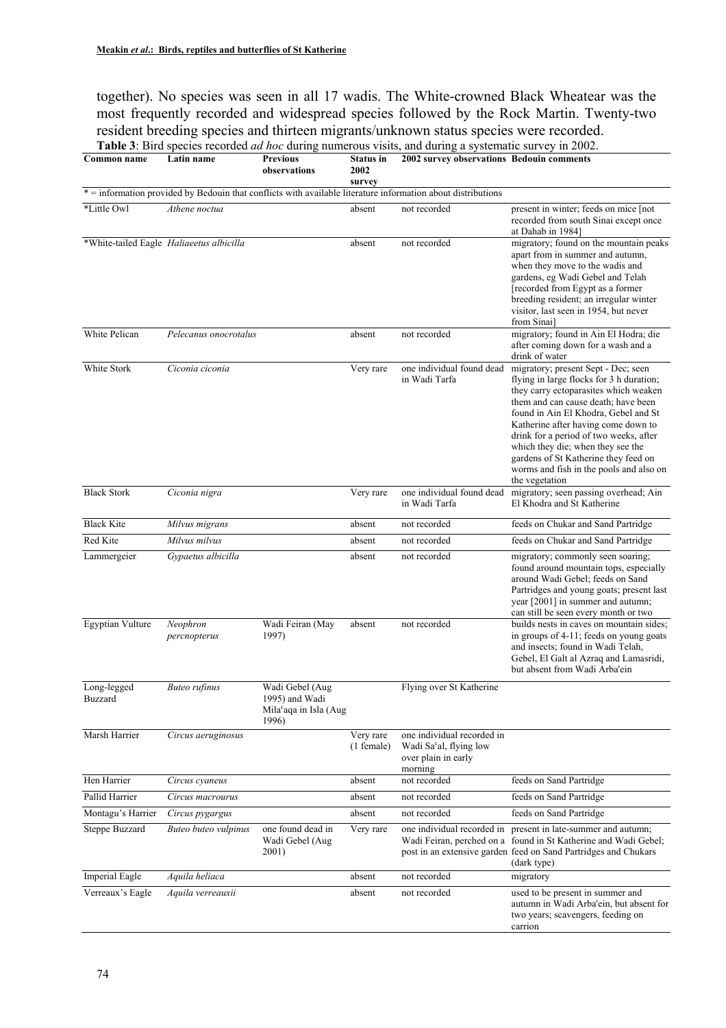together). No species was seen in all 17 wadis. The White-crowned Black Wheatear was the most frequently recorded and widespread species followed by the Rock Martin. Twenty-two resident breeding species and thirteen migrants/unknown status species were recorded.

**Table 3**: Bird species recorded *ad hoc* during numerous visits, and during a systematic survey in 2002.

| Common name | Latin name | Previous observations | Status in 2002 survey | 2002 survey observations | Bedouin comments |
|---|---|---|---|---|---|
| * = information provided by Bedouin that conflicts with available literature information about distributions | | | | | |
| *Little Owl | *Athene noctua* | | absent | not recorded | present in winter; feeds on mice [not recorded from south Sinai except once at Dahab in 1984] |
| *White-tailed Eagle | *Haliaeetus albicilla* | | absent | not recorded | migratory; found on the mountain peaks apart from in summer and autumn, when they move to the wadis and gardens, eg Wadi Gebel and Telah [recorded from Egypt as a former breeding resident; an irregular winter visitor, last seen in 1954, but never from Sinai] |
| White Pelican | *Pelecanus onocrotalus* | | absent | not recorded | migratory; found in Ain El Hodra; die after coming down for a wash and a drink of water |
| White Stork | *Ciconia ciconia* | | Very rare | one individual found dead in Wadi Tarfa | migratory; present Sept - Dec; seen flying in large flocks for 3 h duration; they carry ectoparasites which weaken them and can cause death; have been found in Ain El Khodra, Gebel and St Katherine after having come down to drink for a period of two weeks, after which they die; when they see the gardens of St Katherine they feed on worms and fish in the pools and also on the vegetation |
| Black Stork | *Ciconia nigra* | | Very rare | one individual found dead in Wadi Tarfa | migratory; seen passing overhead; Ain El Khodra and St Katherine |
| Black Kite | *Milvus migrans* | | absent | not recorded | feeds on Chukar and Sand Partridge |
| Red Kite | *Milvus milvus* | | absent | not recorded | feeds on Chukar and Sand Partridge |
| Lammergeier | *Gypaetus albicilla* | | absent | not recorded | migratory; commonly seen soaring; found around mountain tops, especially around Wadi Gebel; feeds on Sand Partridges and young goats; present last year [2001] in summer and autumn; can still be seen every month or two |
| Egyptian Vulture | *Neophron percnopterus* | Wadi Feiran (May 1997) | absent | not recorded | builds nests in caves on mountain sides; in groups of 4-11; feeds on young goats and insects; found in Wadi Telah, Gebel, El Galt al Azraq and Lamasridi, but absent from Wadi Arba'ein |
| Long-legged Buzzard | *Buteo rufinus* | Wadi Gebel (Aug 1995) and Wadi Milaᶜaqa in Isla (Aug 1996) | | Flying over St Katherine | |
| Marsh Harrier | *Circus aeruginosus* | | Very rare (1 female) | one individual recorded in Wadi Saᶜal, flying low over plain in early morning | |
| Hen Harrier | *Circus cyaneus* | | absent | not recorded | feeds on Sand Partridge |
| Pallid Harrier | *Circus macrourus* | | absent | not recorded | feeds on Sand Partridge |
| Montagu's Harrier | *Circus pygargus* | | absent | not recorded | feeds on Sand Partridge |
| Steppe Buzzard | *Buteo buteo vulpinus* | one found dead in Wadi Gebel (Aug 2001) | Very rare | one individual recorded in Wadi Feiran, perched on a post in an extensive garden | present in late-summer and autumn; found in St Katherine and Wadi Gebel; feed on Sand Partridges and Chukars (dark type) |
| Imperial Eagle | *Aquila heliaca* | | absent | not recorded | migratory |
| Verreaux's Eagle | *Aquila verreauxii* | | absent | not recorded | used to be present in summer and autumn in Wadi Arba'ein, but absent for two years; scavengers, feeding on carrion |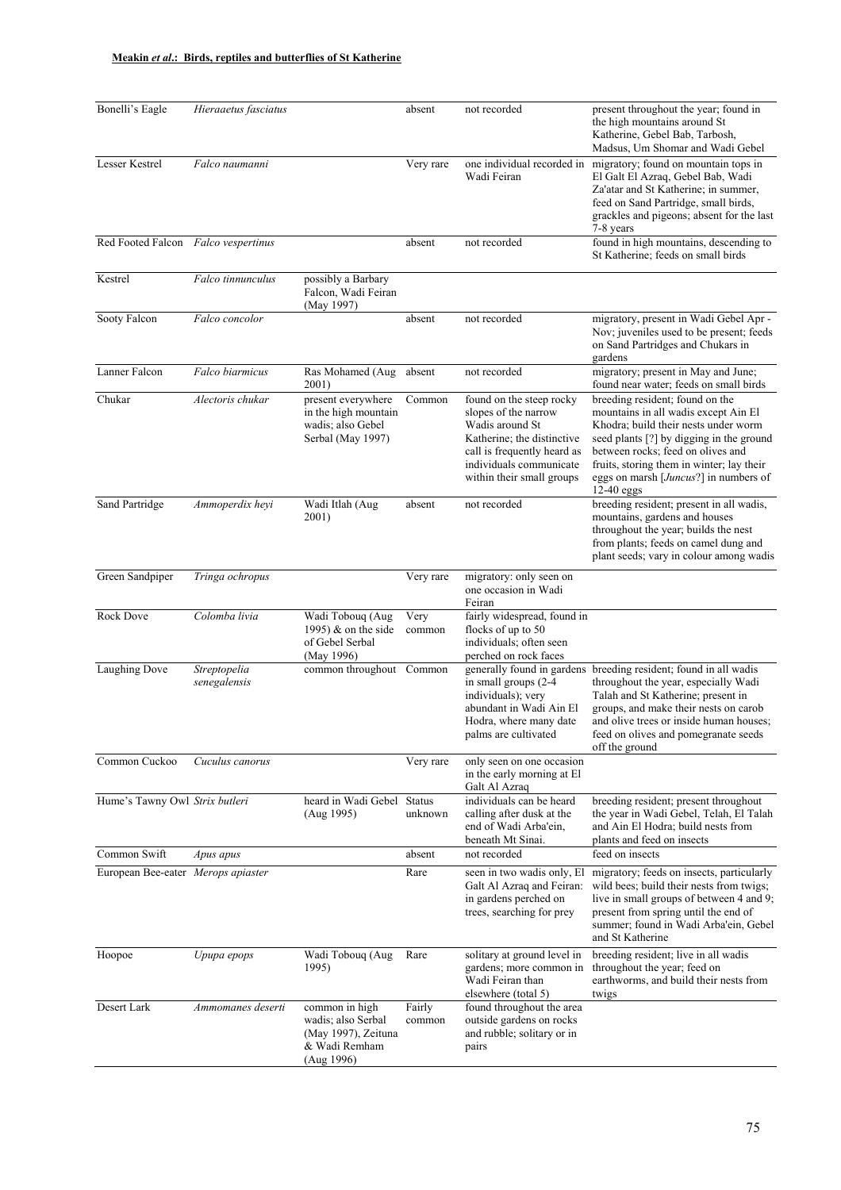| | | | | | |
|---|---|---|---|---|---|
| Bonelli's Eagle | *Hieraaetus fasciatus* | | absent | not recorded | present throughout the year; found in the high mountains around St Katherine, Gebel Bab, Tarbosh, Madsus, Um Shomar and Wadi Gebel |
| Lesser Kestrel | *Falco naumanni* | | Very rare | one individual recorded in Wadi Feiran | migratory; found on mountain tops in El Galt El Azraq, Gebel Bab, Wadi Za'atar and St Katherine; in summer, feed on Sand Partridge, small birds, grackles and pigeons; absent for the last 7-8 years |
| Red Footed Falcon | *Falco vespertinus* | | absent | not recorded | found in high mountains, descending to St Katherine; feeds on small birds |
| Kestrel | *Falco tinnunculus* | possibly a Barbary Falcon, Wadi Feiran (May 1997) | | | |
| Sooty Falcon | *Falco concolor* | | absent | not recorded | migratory, present in Wadi Gebel Apr - Nov; juveniles used to be present; feeds on Sand Partridges and Chukars in gardens |
| Lanner Falcon | *Falco biarmicus* | Ras Mohamed (Aug 2001) | absent | not recorded | migratory; present in May and June; found near water; feeds on small birds |
| Chukar | *Alectoris chukar* | present everywhere in the high mountain wadis; also Gebel Serbal (May 1997) | Common | found on the steep rocky slopes of the narrow Wadis around St Katherine; the distinctive call is frequently heard as individuals communicate within their small groups | breeding resident; found on the mountains in all wadis except Ain El Khodra; build their nests under worm seed plants [?] by digging in the ground between rocks; feed on olives and fruits, storing them in winter; lay their eggs on marsh [*Juncus*?] in numbers of 12-40 eggs |
| Sand Partridge | *Ammoperdix heyi* | Wadi Itlah (Aug 2001) | absent | not recorded | breeding resident; present in all wadis, mountains, gardens and houses throughout the year; builds the nest from plants; feeds on camel dung and plant seeds; vary in colour among wadis |
| Green Sandpiper | *Tringa ochropus* | | Very rare | migratory: only seen on one occasion in Wadi Feiran | |
| Rock Dove | *Colomba livia* | Wadi Tobouq (Aug 1995) & on the side of Gebel Serbal (May 1996) | Very common | fairly widespread, found in flocks of up to 50 individuals; often seen perched on rock faces | |
| Laughing Dove | *Streptopelia senegalensis* | common throughout | Common | generally found in gardens in small groups (2-4 individuals); very abundant in Wadi Ain El Hodra, where many date palms are cultivated | breeding resident; found in all wadis throughout the year, especially Wadi Talah and St Katherine; present in groups, and make their nests on carob and olive trees or inside human houses; feed on olives and pomegranate seeds off the ground |
| Common Cuckoo | *Cuculus canorus* | | Very rare | only seen on one occasion in the early morning at El Galt Al Azraq | |
| Hume's Tawny Owl | *Strix butleri* | heard in Wadi Gebel (Aug 1995) | Status unknown | individuals can be heard calling after dusk at the end of Wadi Arba'ein, beneath Mt Sinai. | breeding resident; present throughout the year in Wadi Gebel, Telah, El Talah and Ain El Hodra; build nests from plants and feed on insects |
| Common Swift | *Apus apus* | | absent | not recorded | feed on insects |
| European Bee-eater | *Merops apiaster* | | Rare | seen in two wadis only, El Galt Al Azraq and Feiran: in gardens perched on trees, searching for prey | migratory; feeds on insects, particularly wild bees; build their nests from twigs; live in small groups of between 4 and 9; present from spring until the end of summer; found in Wadi Arba'ein, Gebel and St Katherine |
| Hoopoe | *Upupa epops* | Wadi Tobouq (Aug 1995) | Rare | solitary at ground level in gardens; more common in Wadi Feiran than elsewhere (total 5) | breeding resident; live in all wadis throughout the year; feed on earthworms, and build their nests from twigs |
| Desert Lark | *Ammomanes deserti* | common in high wadis; also Serbal (May 1997), Zeituna & Wadi Remham (Aug 1996) | Fairly common | found throughout the area outside gardens on rocks and rubble; solitary or in pairs | |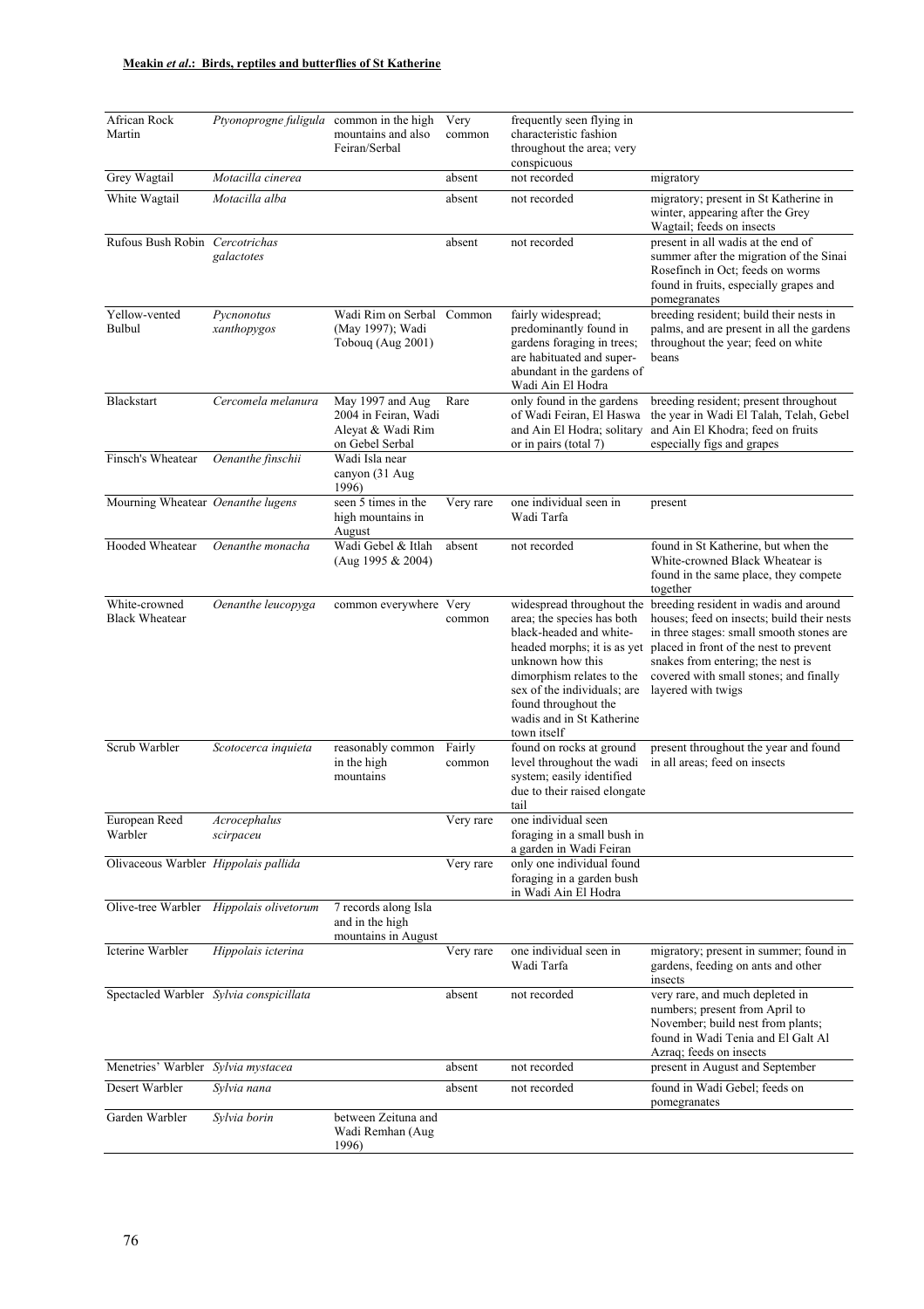| | | | | | |
|---|---|---|---|---|---|
| African Rock Martin | *Ptyonoprogne fuligula* | common in the high mountains and also Feiran/Serbal | Very common | frequently seen flying in characteristic fashion throughout the area; very conspicuous | |
| Grey Wagtail | *Motacilla cinerea* | | absent | not recorded | migratory |
| White Wagtail | *Motacilla alba* | | absent | not recorded | migratory; present in St Katherine in winter, appearing after the Grey Wagtail; feeds on insects |
| Rufous Bush Robin | *Cercotrichas galactotes* | | absent | not recorded | present in all wadis at the end of summer after the migration of the Sinai Rosefinch in Oct; feeds on worms found in fruits, especially grapes and pomegranates |
| Yellow-vented Bulbul | *Pycnonotus xanthopygos* | Wadi Rim on Serbal (May 1997); Wadi Tobouq (Aug 2001) | Common | fairly widespread; predominantly found in gardens foraging in trees; are habituated and super-abundant in the gardens of Wadi Ain El Hodra | breeding resident; build their nests in palms, and are present in all the gardens throughout the year; feed on white beans |
| Blackstart | *Cercomela melanura* | May 1997 and Aug 2004 in Feiran, Wadi Aleyat & Wadi Rim on Gebel Serbal | Rare | only found in the gardens of Wadi Feiran, El Haswa and Ain El Hodra; solitary or in pairs (total 7) | breeding resident; present throughout the year in Wadi El Talah, Telah, Gebel and Ain El Khodra; feed on fruits especially figs and grapes |
| Finsch's Wheatear | *Oenanthe finschii* | Wadi Isla near canyon (31 Aug 1996) | | | |
| Mourning Wheatear | *Oenanthe lugens* | seen 5 times in the high mountains in August | Very rare | one individual seen in Wadi Tarfa | present |
| Hooded Wheatear | *Oenanthe monacha* | Wadi Gebel & Itlah (Aug 1995 & 2004) | absent | not recorded | found in St Katherine, but when the White-crowned Black Wheatear is found in the same place, they compete together |
| White-crowned Black Wheatear | *Oenanthe leucopyga* | common everywhere | Very common | widespread throughout the area; the species has both black-headed and white-headed morphs; it is as yet unknown how this dimorphism relates to the sex of the individuals; are found throughout the wadis and in St Katherine town itself | breeding resident in wadis and around houses; feed on insects; build their nests in three stages: small smooth stones are placed in front of the nest to prevent snakes from entering; the nest is covered with small stones; and finally layered with twigs |
| Scrub Warbler | *Scotocerca inquieta* | reasonably common in the high mountains | Fairly common | found on rocks at ground level throughout the wadi system; easily identified due to their raised elongate tail | present throughout the year and found in all areas; feed on insects |
| European Reed Warbler | *Acrocephalus scirpaceu* | | Very rare | one individual seen foraging in a small bush in a garden in Wadi Feiran | |
| Olivaceous Warbler | *Hippolais pallida* | | Very rare | only one individual found foraging in a garden bush in Wadi Ain El Hodra | |
| Olive-tree Warbler | *Hippolais olivetorum* | 7 records along Isla and in the high mountains in August | | | |
| Icterine Warbler | *Hippolais icterina* | | Very rare | one individual seen in Wadi Tarfa | migratory; present in summer; found in gardens, feeding on ants and other insects |
| Spectacled Warbler | *Sylvia conspicillata* | | absent | not recorded | very rare, and much depleted in numbers; present from April to November; build nest from plants; found in Wadi Tenia and El Galt Al Azraq; feeds on insects |
| Menetries' Warbler | *Sylvia mystacea* | | absent | not recorded | present in August and September |
| Desert Warbler | *Sylvia nana* | | absent | not recorded | found in Wadi Gebel; feeds on pomegranates |
| Garden Warbler | *Sylvia borin* | between Zeituna and Wadi Remhan (Aug 1996) | | | |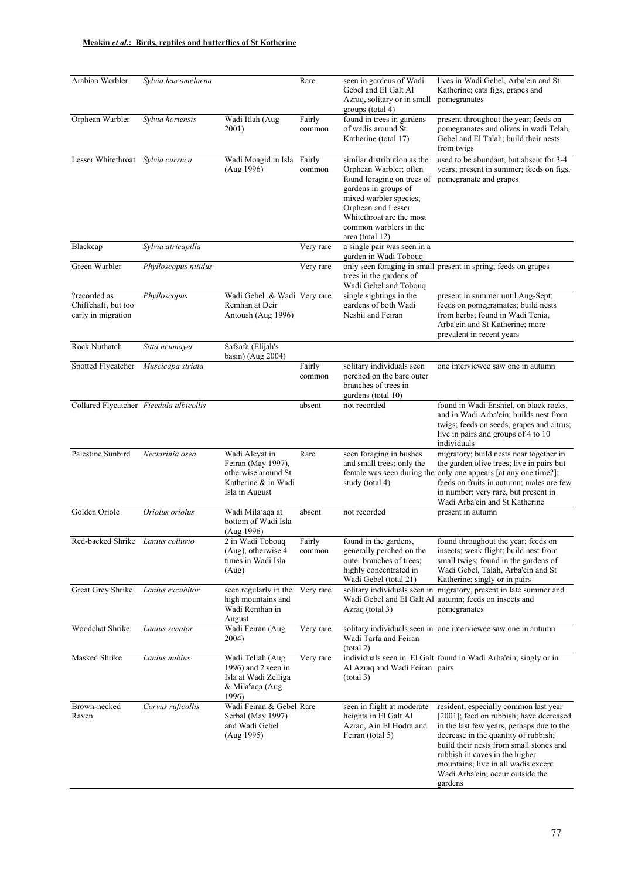| Arabian Warbler | *Sylvia leucomelaena* | | Rare | seen in gardens of Wadi Gebel and El Galt Al Azraq, solitary or in small groups (total 4) | lives in Wadi Gebel, Arba'ein and St Katherine; eats figs, grapes and pomegranates |
|---|---|---|---|---|---|
| Orphean Warbler | *Sylvia hortensis* | Wadi Itlah (Aug 2001) | Fairly common | found in trees in gardens of wadis around St Katherine (total 17) | present throughout the year; feeds on pomegranates and olives in wadi Telah, Gebel and El Talah; build their nests from twigs |
| Lesser Whitethroat | *Sylvia curruca* | Wadi Moagid in Isla (Aug 1996) | Fairly common | similar distribution as the Orphean Warbler; often found foraging on trees of gardens in groups of mixed warbler species; Orphean and Lesser Whitethroat are the most common warblers in the area (total 12) | used to be abundant, but absent for 3-4 years; present in summer; feeds on figs, pomegranate and grapes |
| Blackcap | *Sylvia atricapilla* | | Very rare | a single pair was seen in a garden in Wadi Tobouq | |
| Green Warbler | *Phylloscopus nitidus* | | Very rare | only seen foraging in small trees in the gardens of Wadi Gebel and Tobouq | present in spring; feeds on grapes |
| ?recorded as Chiffchaff, but too early in migration | *Phylloscopus* | Wadi Gebel & Wadi Remhan at Deir Antoush (Aug 1996) | Very rare | single sightings in the gardens of both Wadi Neshil and Feiran | present in summer until Aug-Sept; feeds on pomegramates; build nests from herbs; found in Wadi Tenia, Arba'ein and St Katherine; more prevalent in recent years |
| Rock Nuthatch | *Sitta neumayer* | Safsafa (Elijah's basin) (Aug 2004) | | | |
| Spotted Flycatcher | *Muscicapa striata* | | Fairly common | solitary individuals seen perched on the bare outer branches of trees in gardens (total 10) | one interviewee saw one in autumn |
| Collared Flycatcher | *Ficedula albicollis* | | absent | not recorded | found in Wadi Enshiel, on black rocks, and in Wadi Arba'ein; builds nest from twigs; feeds on seeds, grapes and citrus; live in pairs and groups of 4 to 10 individuals |
| Palestine Sunbird | *Nectarinia osea* | Wadi Aleyat in Feiran (May 1997), otherwise around St Katherine & in Wadi Isla in August | Rare | seen foraging in bushes and small trees; only the female was seen during the study (total 4) | migratory; build nests near together in the garden olive trees; live in pairs but only one appears [at any one time?]; feeds on fruits in autumn; males are few in number; very rare, but present in Wadi Arba'ein and St Katherine |
| Golden Oriole | *Oriolus oriolus* | Wadi Milaʿaqa at bottom of Wadi Isla (Aug 1996) | absent | not recorded | present in autumn |
| Red-backed Shrike | *Lanius collurio* | 2 in Wadi Tobouq (Aug), otherwise 4 times in Wadi Isla (Aug) | Fairly common | found in the gardens, generally perched on the outer branches of trees; highly concentrated in Wadi Gebel (total 21) | found throughout the year; feeds on insects; weak flight; build nest from small twigs; found in the gardens of Wadi Gebel, Talah, Arba'ein and St Katherine; singly or in pairs |
| Great Grey Shrike | *Lanius excubitor* | seen regularly in the high mountains and Wadi Remhan in August | Very rare | solitary individuals seen in Wadi Gebel and El Galt Al Azraq (total 3) | migratory, present in late summer and autumn; feeds on insects and pomegranates |
| Woodchat Shrike | *Lanius senator* | Wadi Feiran (Aug 2004) | Very rare | solitary individuals seen in Wadi Tarfa and Feiran (total 2) | one interviewee saw one in autumn |
| Masked Shrike | *Lanius nubius* | Wadi Tellah (Aug 1996) and 2 seen in Isla at Wadi Zelliga & Milaʿaqa (Aug 1996) | Very rare | individuals seen in El Galt Al Azraq and Wadi Feiran (total 3) | found in Wadi Arba'ein; singly or in pairs |
| Brown-necked Raven | *Corvus ruficollis* | Wadi Feiran & Gebel Serbal (May 1997) and Wadi Gebel (Aug 1995) | Rare | seen in flight at moderate heights in El Galt Al Azraq, Ain El Hodra and Feiran (total 5) | resident, especially common last year [2001]; feed on rubbish; have decreased in the last few years, perhaps due to the decrease in the quantity of rubbish; build their nests from small stones and rubbish in caves in the higher mountains; live in all wadis except Wadi Arba'ein; occur outside the gardens |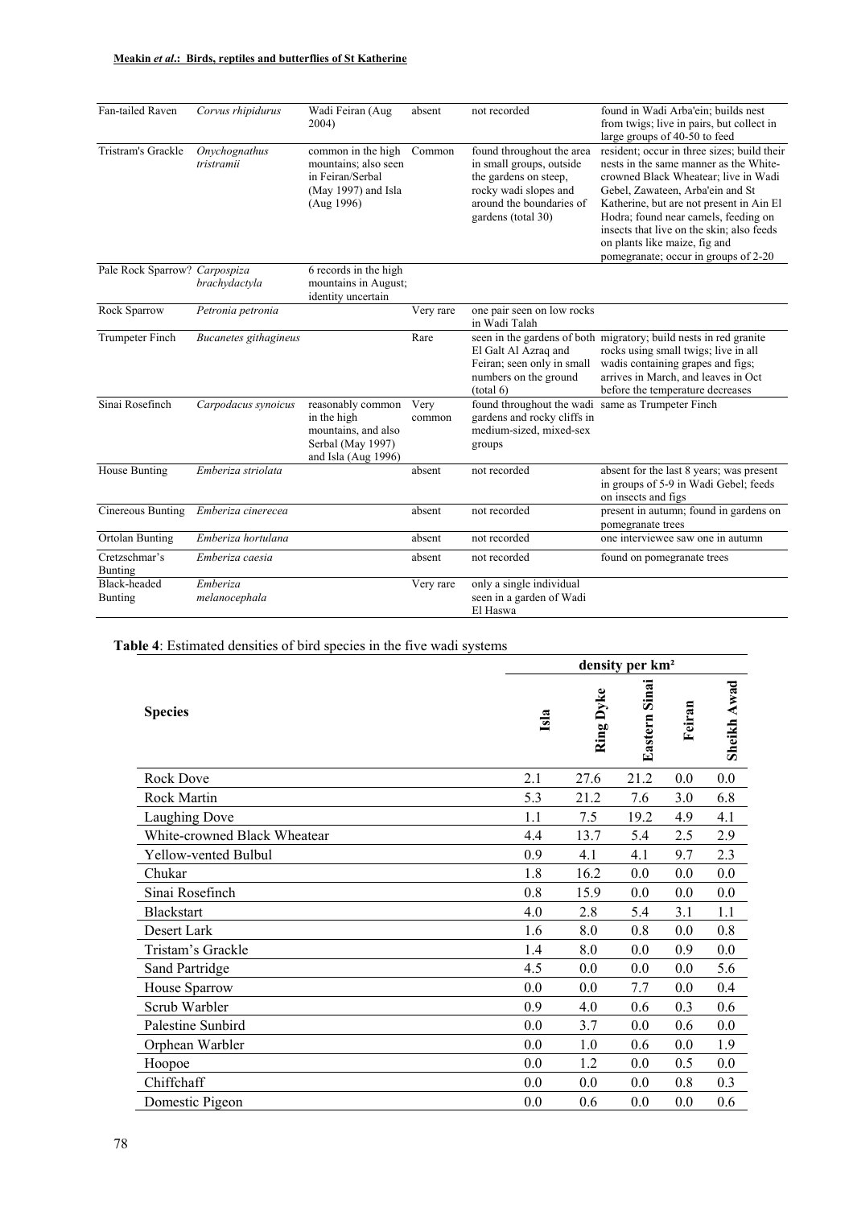| Fan-tailed Raven | *Corvus rhipidurus* | Wadi Feiran (Aug 2004) | absent | not recorded | found in Wadi Arba'ein; builds nest from twigs; live in pairs, but collect in large groups of 40-50 to feed |
|---|---|---|---|---|---|
| Tristram's Grackle | *Onychognathus tristramii* | common in the high mountains; also seen in Feiran/Serbal (May 1997) and Isla (Aug 1996) | Common | found throughout the area in small groups, outside the gardens on steep, rocky wadi slopes and around the boundaries of gardens (total 30) | resident; occur in three sizes; build their nests in the same manner as the White-crowned Black Wheatear; live in Wadi Gebel, Zawateen, Arba'ein and St Katherine, but are not present in Ain El Hodra; found near camels, feeding on insects that live on the skin; also feeds on plants like maize, fig and pomegranate; occur in groups of 2-20 |
| Pale Rock Sparrow? | *Carpospiza brachydactyla* | 6 records in the high mountains in August; identity uncertain | | | |
| Rock Sparrow | *Petronia petronia* | | Very rare | one pair seen on low rocks in Wadi Talah | |
| Trumpeter Finch | *Bucanetes githagineus* | | Rare | seen in the gardens of both El Galt Al Azraq and Feiran; seen only in small numbers on the ground (total 6) | migratory; build nests in red granite rocks using small twigs; live in all wadis containing grapes and figs; arrives in March, and leaves in Oct before the temperature decreases |
| Sinai Rosefinch | *Carpodacus synoicus* | reasonably common in the high mountains, and also Serbal (May 1997) and Isla (Aug 1996) | Very common | found throughout the wadi gardens and rocky cliffs in medium-sized, mixed-sex groups | same as Trumpeter Finch |
| House Bunting | *Emberiza striolata* | | absent | not recorded | absent for the last 8 years; was present in groups of 5-9 in Wadi Gebel; feeds on insects and figs |
| Cinereous Bunting | *Emberiza cinerecea* | | absent | not recorded | present in autumn; found in gardens on pomegranate trees |
| Ortolan Bunting | *Emberiza hortulana* | | absent | not recorded | one interviewee saw one in autumn |
| Cretzschmar's Bunting | *Emberiza caesia* | | absent | not recorded | found on pomegranate trees |
| Black-headed Bunting | *Emberiza melanocephala* | | Very rare | only a single individual seen in a garden of Wadi El Haswa | |

**Table 4**: Estimated densities of bird species in the five wadi systems

| Species | density per km² | | | | |
|---|---|---|---|---|---|
| | Isla | Ring Dyke | Eastern Sinai | Feiran | Sheikh Awad |
| Rock Dove | 2.1 | 27.6 | 21.2 | 0.0 | 0.0 |
| Rock Martin | 5.3 | 21.2 | 7.6 | 3.0 | 6.8 |
| Laughing Dove | 1.1 | 7.5 | 19.2 | 4.9 | 4.1 |
| White-crowned Black Wheatear | 4.4 | 13.7 | 5.4 | 2.5 | 2.9 |
| Yellow-vented Bulbul | 0.9 | 4.1 | 4.1 | 9.7 | 2.3 |
| Chukar | 1.8 | 16.2 | 0.0 | 0.0 | 0.0 |
| Sinai Rosefinch | 0.8 | 15.9 | 0.0 | 0.0 | 0.0 |
| Blackstart | 4.0 | 2.8 | 5.4 | 3.1 | 1.1 |
| Desert Lark | 1.6 | 8.0 | 0.8 | 0.0 | 0.8 |
| Tristam's Grackle | 1.4 | 8.0 | 0.0 | 0.9 | 0.0 |
| Sand Partridge | 4.5 | 0.0 | 0.0 | 0.0 | 5.6 |
| House Sparrow | 0.0 | 0.0 | 7.7 | 0.0 | 0.4 |
| Scrub Warbler | 0.9 | 4.0 | 0.6 | 0.3 | 0.6 |
| Palestine Sunbird | 0.0 | 3.7 | 0.0 | 0.6 | 0.0 |
| Orphean Warbler | 0.0 | 1.0 | 0.6 | 0.0 | 1.9 |
| Hoopoe | 0.0 | 1.2 | 0.0 | 0.5 | 0.0 |
| Chiffchaff | 0.0 | 0.0 | 0.0 | 0.8 | 0.3 |
| Domestic Pigeon | 0.0 | 0.6 | 0.0 | 0.0 | 0.6 |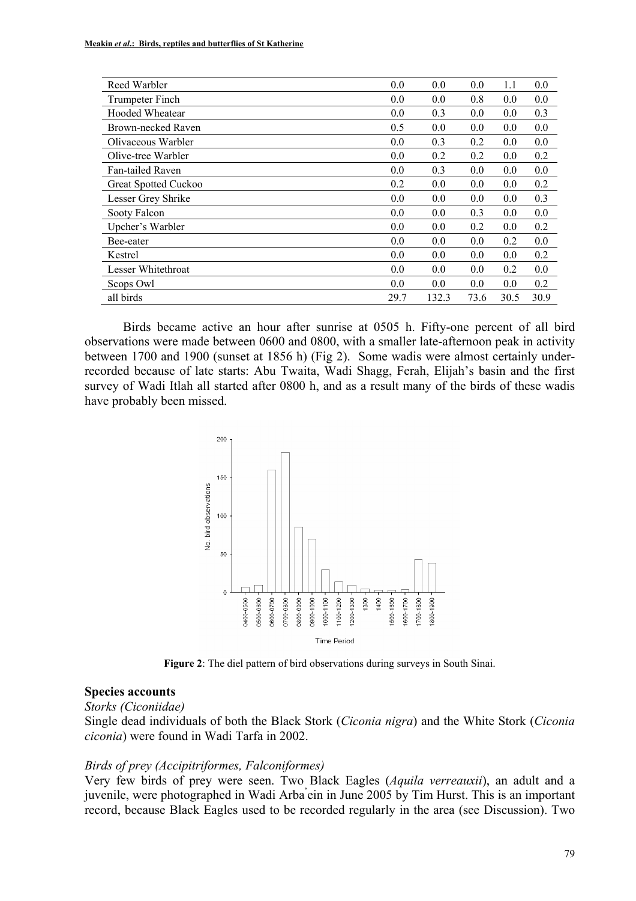| Reed Warbler | 0.0 | 0.0 | 0.0 | 1.1 | 0.0 |
|---|---|---|---|---|---|
| Trumpeter Finch | 0.0 | 0.0 | 0.8 | 0.0 | 0.0 |
| Hooded Wheatear | 0.0 | 0.3 | 0.0 | 0.0 | 0.3 |
| Brown-necked Raven | 0.5 | 0.0 | 0.0 | 0.0 | 0.0 |
| Olivaceous Warbler | 0.0 | 0.3 | 0.2 | 0.0 | 0.0 |
| Olive-tree Warbler | 0.0 | 0.2 | 0.2 | 0.0 | 0.2 |
| Fan-tailed Raven | 0.0 | 0.3 | 0.0 | 0.0 | 0.0 |
| Great Spotted Cuckoo | 0.2 | 0.0 | 0.0 | 0.0 | 0.2 |
| Lesser Grey Shrike | 0.0 | 0.0 | 0.0 | 0.0 | 0.3 |
| Sooty Falcon | 0.0 | 0.0 | 0.3 | 0.0 | 0.0 |
| Upcher's Warbler | 0.0 | 0.0 | 0.2 | 0.0 | 0.2 |
| Bee-eater | 0.0 | 0.0 | 0.0 | 0.2 | 0.0 |
| Kestrel | 0.0 | 0.0 | 0.0 | 0.0 | 0.2 |
| Lesser Whitethroat | 0.0 | 0.0 | 0.0 | 0.2 | 0.0 |
| Scops Owl | 0.0 | 0.0 | 0.0 | 0.0 | 0.2 |
| all birds | 29.7 | 132.3 | 73.6 | 30.5 | 30.9 |

Birds became active an hour after sunrise at 0505 h. Fifty-one percent of all bird observations were made between 0600 and 0800, with a smaller late-afternoon peak in activity between 1700 and 1900 (sunset at 1856 h) (Fig 2). Some wadis were almost certainly under-recorded because of late starts: Abu Twaita, Wadi Shagg, Ferah, Elijah's basin and the first survey of Wadi Itlah all started after 0800 h, and as a result many of the birds of these wadis have probably been missed.

**Figure 2**: The diel pattern of bird observations during surveys in South Sinai.

## Species accounts

*Storks (Ciconiidae)*

Single dead individuals of both the Black Stork (*Ciconia nigra*) and the White Stork (*Ciconia ciconia*) were found in Wadi Tarfa in 2002.

*Birds of prey (Accipitriformes, Falconiformes)*

Very few birds of prey were seen. Two Black Eagles (*Aquila verreauxii*), an adult and a juvenile, were photographed in Wadi Arba'ein in June 2005 by Tim Hurst. This is an important record, because Black Eagles used to be recorded regularly in the area (see Discussion). Two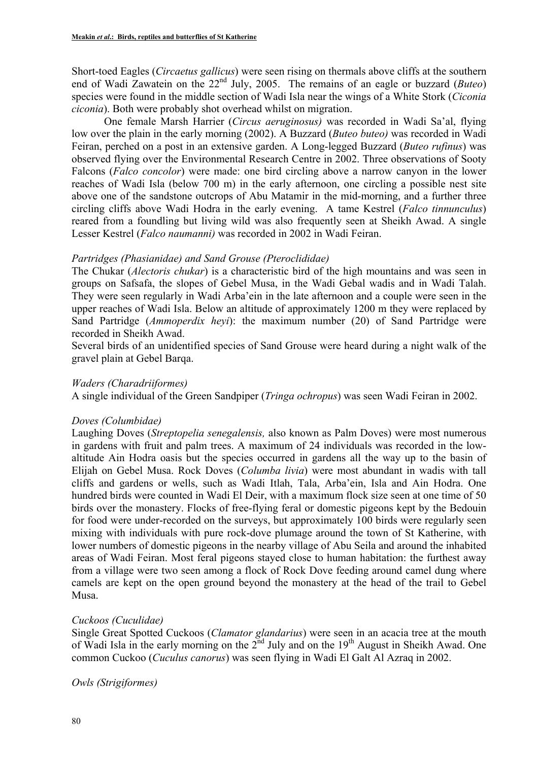Short-toed Eagles (*Circaetus gallicus*) were seen rising on thermals above cliffs at the southern end of Wadi Zawatein on the 22nd July, 2005. The remains of an eagle or buzzard (*Buteo*) species were found in the middle section of Wadi Isla near the wings of a White Stork (*Ciconia ciconia*). Both were probably shot overhead whilst on migration.

One female Marsh Harrier (*Circus aeruginosus)* was recorded in Wadi Sa'al, flying low over the plain in the early morning (2002). A Buzzard (*Buteo buteo)* was recorded in Wadi Feiran, perched on a post in an extensive garden. A Long-legged Buzzard (*Buteo rufinus*) was observed flying over the Environmental Research Centre in 2002. Three observations of Sooty Falcons (*Falco concolor*) were made: one bird circling above a narrow canyon in the lower reaches of Wadi Isla (below 700 m) in the early afternoon, one circling a possible nest site above one of the sandstone outcrops of Abu Matamir in the mid-morning, and a further three circling cliffs above Wadi Hodra in the early evening. A tame Kestrel (*Falco tinnunculus*) reared from a foundling but living wild was also frequently seen at Sheikh Awad. A single Lesser Kestrel (*Falco naumanni)* was recorded in 2002 in Wadi Feiran.

*Partridges (Phasianidae) and Sand Grouse (Pteroclididae)*

The Chukar (*Alectoris chukar*) is a characteristic bird of the high mountains and was seen in groups on Safsafa, the slopes of Gebel Musa, in the Wadi Gebal wadis and in Wadi Talah. They were seen regularly in Wadi Arba'ein in the late afternoon and a couple were seen in the upper reaches of Wadi Isla. Below an altitude of approximately 1200 m they were replaced by Sand Partridge (*Ammoperdix heyi*): the maximum number (20) of Sand Partridge were recorded in Sheikh Awad.

Several birds of an unidentified species of Sand Grouse were heard during a night walk of the gravel plain at Gebel Barqa.

*Waders (Charadriiformes)*

A single individual of the Green Sandpiper (*Tringa ochropus*) was seen Wadi Feiran in 2002.

*Doves (Columbidae)*

Laughing Doves (*Streptopelia senegalensis,* also known as Palm Doves) were most numerous in gardens with fruit and palm trees. A maximum of 24 individuals was recorded in the low-altitude Ain Hodra oasis but the species occurred in gardens all the way up to the basin of Elijah on Gebel Musa. Rock Doves (*Columba livia*) were most abundant in wadis with tall cliffs and gardens or wells, such as Wadi Itlah, Tala, Arba'ein, Isla and Ain Hodra. One hundred birds were counted in Wadi El Deir, with a maximum flock size seen at one time of 50 birds over the monastery. Flocks of free-flying feral or domestic pigeons kept by the Bedouin for food were under-recorded on the surveys, but approximately 100 birds were regularly seen mixing with individuals with pure rock-dove plumage around the town of St Katherine, with lower numbers of domestic pigeons in the nearby village of Abu Seila and around the inhabited areas of Wadi Feiran. Most feral pigeons stayed close to human habitation: the furthest away from a village were two seen among a flock of Rock Dove feeding around camel dung where camels are kept on the open ground beyond the monastery at the head of the trail to Gebel Musa.

*Cuckoos (Cuculidae)*

Single Great Spotted Cuckoos (*Clamator glandarius*) were seen in an acacia tree at the mouth of Wadi Isla in the early morning on the 2nd July and on the 19th August in Sheikh Awad. One common Cuckoo (*Cuculus canorus*) was seen flying in Wadi El Galt Al Azraq in 2002.

*Owls (Strigiformes)*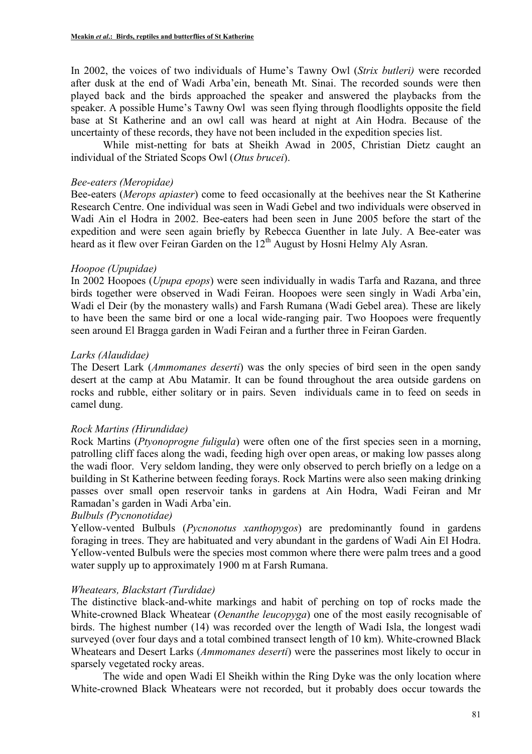In 2002, the voices of two individuals of Hume's Tawny Owl (*Strix butleri)* were recorded after dusk at the end of Wadi Arba'ein, beneath Mt. Sinai. The recorded sounds were then played back and the birds approached the speaker and answered the playbacks from the speaker. A possible Hume's Tawny Owl was seen flying through floodlights opposite the field base at St Katherine and an owl call was heard at night at Ain Hodra. Because of the uncertainty of these records, they have not been included in the expedition species list.

While mist-netting for bats at Sheikh Awad in 2005, Christian Dietz caught an individual of the Striated Scops Owl (*Otus brucei*).

*Bee-eaters (Meropidae)*

Bee-eaters (*Merops apiaster*) come to feed occasionally at the beehives near the St Katherine Research Centre. One individual was seen in Wadi Gebel and two individuals were observed in Wadi Ain el Hodra in 2002. Bee-eaters had been seen in June 2005 before the start of the expedition and were seen again briefly by Rebecca Guenther in late July. A Bee-eater was heard as it flew over Feiran Garden on the 12th August by Hosni Helmy Aly Asran.

*Hoopoe (Upupidae)*

In 2002 Hoopoes (*Upupa epops*) were seen individually in wadis Tarfa and Razana, and three birds together were observed in Wadi Feiran. Hoopoes were seen singly in Wadi Arba'ein, Wadi el Deir (by the monastery walls) and Farsh Rumana (Wadi Gebel area). These are likely to have been the same bird or one a local wide-ranging pair. Two Hoopoes were frequently seen around El Bragga garden in Wadi Feiran and a further three in Feiran Garden.

*Larks (Alaudidae)*

The Desert Lark (*Ammomanes deserti*) was the only species of bird seen in the open sandy desert at the camp at Abu Matamir. It can be found throughout the area outside gardens on rocks and rubble, either solitary or in pairs. Seven individuals came in to feed on seeds in camel dung.

*Rock Martins (Hirundidae)*

Rock Martins (*Ptyonoprogne fuligula*) were often one of the first species seen in a morning, patrolling cliff faces along the wadi, feeding high over open areas, or making low passes along the wadi floor. Very seldom landing, they were only observed to perch briefly on a ledge on a building in St Katherine between feeding forays. Rock Martins were also seen making drinking passes over small open reservoir tanks in gardens at Ain Hodra, Wadi Feiran and Mr Ramadan's garden in Wadi Arba'ein.

*Bulbuls (Pycnonotidae)*

Yellow-vented Bulbuls (*Pycnonotus xanthopygos*) are predominantly found in gardens foraging in trees. They are habituated and very abundant in the gardens of Wadi Ain El Hodra. Yellow-vented Bulbuls were the species most common where there were palm trees and a good water supply up to approximately 1900 m at Farsh Rumana.

*Wheatears, Blackstart (Turdidae)*

The distinctive black-and-white markings and habit of perching on top of rocks made the White-crowned Black Wheatear (*Oenanthe leucopyga*) one of the most easily recognisable of birds. The highest number (14) was recorded over the length of Wadi Isla, the longest wadi surveyed (over four days and a total combined transect length of 10 km). White-crowned Black Wheatears and Desert Larks (*Ammomanes deserti*) were the passerines most likely to occur in sparsely vegetated rocky areas.

The wide and open Wadi El Sheikh within the Ring Dyke was the only location where White-crowned Black Wheatears were not recorded, but it probably does occur towards the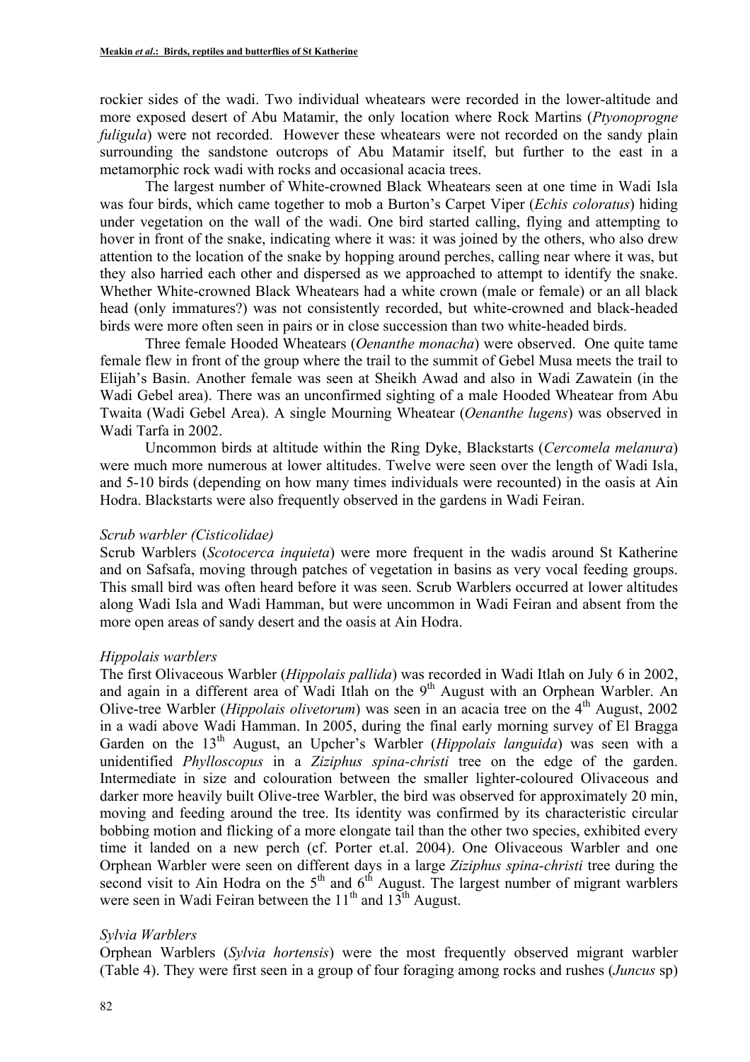rockier sides of the wadi. Two individual wheatears were recorded in the lower-altitude and more exposed desert of Abu Matamir, the only location where Rock Martins (*Ptyonoprogne fuligula*) were not recorded. However these wheatears were not recorded on the sandy plain surrounding the sandstone outcrops of Abu Matamir itself, but further to the east in a metamorphic rock wadi with rocks and occasional acacia trees.

The largest number of White-crowned Black Wheatears seen at one time in Wadi Isla was four birds, which came together to mob a Burton's Carpet Viper (*Echis coloratus*) hiding under vegetation on the wall of the wadi. One bird started calling, flying and attempting to hover in front of the snake, indicating where it was: it was joined by the others, who also drew attention to the location of the snake by hopping around perches, calling near where it was, but they also harried each other and dispersed as we approached to attempt to identify the snake. Whether White-crowned Black Wheatears had a white crown (male or female) or an all black head (only immatures?) was not consistently recorded, but white-crowned and black-headed birds were more often seen in pairs or in close succession than two white-headed birds.

Three female Hooded Wheatears (*Oenanthe monacha*) were observed. One quite tame female flew in front of the group where the trail to the summit of Gebel Musa meets the trail to Elijah's Basin. Another female was seen at Sheikh Awad and also in Wadi Zawatein (in the Wadi Gebel area). There was an unconfirmed sighting of a male Hooded Wheatear from Abu Twaita (Wadi Gebel Area). A single Mourning Wheatear (*Oenanthe lugens*) was observed in Wadi Tarfa in 2002.

Uncommon birds at altitude within the Ring Dyke, Blackstarts (*Cercomela melanura*) were much more numerous at lower altitudes. Twelve were seen over the length of Wadi Isla, and 5-10 birds (depending on how many times individuals were recounted) in the oasis at Ain Hodra. Blackstarts were also frequently observed in the gardens in Wadi Feiran.

*Scrub warbler (Cisticolidae)*

Scrub Warblers (*Scotocerca inquieta*) were more frequent in the wadis around St Katherine and on Safsafa, moving through patches of vegetation in basins as very vocal feeding groups. This small bird was often heard before it was seen. Scrub Warblers occurred at lower altitudes along Wadi Isla and Wadi Hamman, but were uncommon in Wadi Feiran and absent from the more open areas of sandy desert and the oasis at Ain Hodra.

*Hippolais warblers*

The first Olivaceous Warbler (*Hippolais pallida*) was recorded in Wadi Itlah on July 6 in 2002, and again in a different area of Wadi Itlah on the 9th August with an Orphean Warbler. An Olive-tree Warbler (*Hippolais olivetorum*) was seen in an acacia tree on the 4th August, 2002 in a wadi above Wadi Hamman. In 2005, during the final early morning survey of El Bragga Garden on the 13th August, an Upcher's Warbler (*Hippolais languida*) was seen with a unidentified *Phylloscopus* in a *Ziziphus spina-christi* tree on the edge of the garden. Intermediate in size and colouration between the smaller lighter-coloured Olivaceous and darker more heavily built Olive-tree Warbler, the bird was observed for approximately 20 min, moving and feeding around the tree. Its identity was confirmed by its characteristic circular bobbing motion and flicking of a more elongate tail than the other two species, exhibited every time it landed on a new perch (cf. Porter et.al. 2004). One Olivaceous Warbler and one Orphean Warbler were seen on different days in a large *Ziziphus spina-christi* tree during the second visit to Ain Hodra on the 5th and 6th August. The largest number of migrant warblers were seen in Wadi Feiran between the 11th and 13th August.

*Sylvia Warblers*

Orphean Warblers (*Sylvia hortensis*) were the most frequently observed migrant warbler (Table 4). They were first seen in a group of four foraging among rocks and rushes (*Juncus* sp)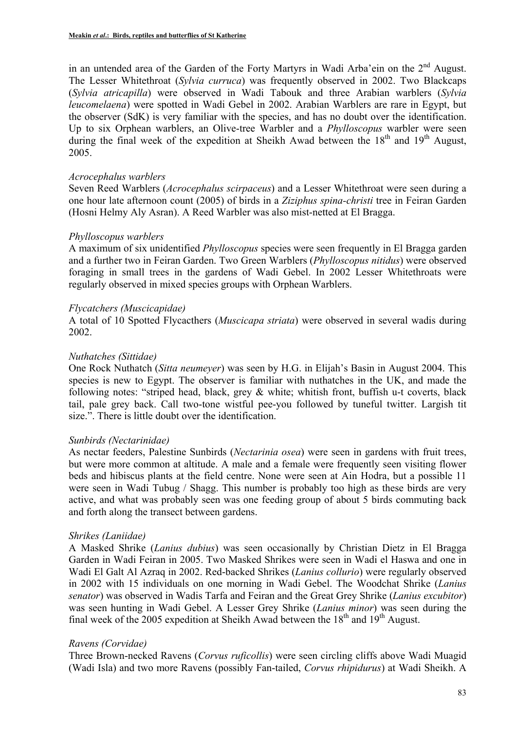in an untended area of the Garden of the Forty Martyrs in Wadi Arba'ein on the 2nd August. The Lesser Whitethroat (*Sylvia curruca*) was frequently observed in 2002. Two Blackcaps (*Sylvia atricapilla*) were observed in Wadi Tabouk and three Arabian warblers (*Sylvia leucomelaena*) were spotted in Wadi Gebel in 2002. Arabian Warblers are rare in Egypt, but the observer (SdK) is very familiar with the species, and has no doubt over the identification. Up to six Orphean warblers, an Olive-tree Warbler and a *Phylloscopus* warbler were seen during the final week of the expedition at Sheikh Awad between the 18th and 19th August, 2005.

*Acrocephalus warblers*

Seven Reed Warblers (*Acrocephalus scirpaceus*) and a Lesser Whitethroat were seen during a one hour late afternoon count (2005) of birds in a *Ziziphus spina-christi* tree in Feiran Garden (Hosni Helmy Aly Asran). A Reed Warbler was also mist-netted at El Bragga.

*Phylloscopus warblers*

A maximum of six unidentified *Phylloscopus* species were seen frequently in El Bragga garden and a further two in Feiran Garden. Two Green Warblers (*Phylloscopus nitidus*) were observed foraging in small trees in the gardens of Wadi Gebel. In 2002 Lesser Whitethroats were regularly observed in mixed species groups with Orphean Warblers.

*Flycatchers (Muscicapidae)*

A total of 10 Spotted Flycacthers (*Muscicapa striata*) were observed in several wadis during 2002.

*Nuthatches (Sittidae)*

One Rock Nuthatch (*Sitta neumeyer*) was seen by H.G. in Elijah's Basin in August 2004. This species is new to Egypt. The observer is familiar with nuthatches in the UK, and made the following notes: "striped head, black, grey & white; whitish front, buffish u-t coverts, black tail, pale grey back. Call two-tone wistful pee-you followed by tuneful twitter. Largish tit size.". There is little doubt over the identification.

*Sunbirds (Nectarinidae)*

As nectar feeders, Palestine Sunbirds (*Nectarinia osea*) were seen in gardens with fruit trees, but were more common at altitude. A male and a female were frequently seen visiting flower beds and hibiscus plants at the field centre. None were seen at Ain Hodra, but a possible 11 were seen in Wadi Tubug / Shagg. This number is probably too high as these birds are very active, and what was probably seen was one feeding group of about 5 birds commuting back and forth along the transect between gardens.

*Shrikes (Laniidae)*

A Masked Shrike (*Lanius dubius*) was seen occasionally by Christian Dietz in El Bragga Garden in Wadi Feiran in 2005. Two Masked Shrikes were seen in Wadi el Haswa and one in Wadi El Galt Al Azraq in 2002. Red-backed Shrikes (*Lanius collurio*) were regularly observed in 2002 with 15 individuals on one morning in Wadi Gebel. The Woodchat Shrike (*Lanius senator*) was observed in Wadis Tarfa and Feiran and the Great Grey Shrike (*Lanius excubitor*) was seen hunting in Wadi Gebel. A Lesser Grey Shrike (*Lanius minor*) was seen during the final week of the 2005 expedition at Sheikh Awad between the 18th and 19th August.

*Ravens (Corvidae)*

Three Brown-necked Ravens (*Corvus ruficollis*) were seen circling cliffs above Wadi Muagid (Wadi Isla) and two more Ravens (possibly Fan-tailed, *Corvus rhipidurus*) at Wadi Sheikh. A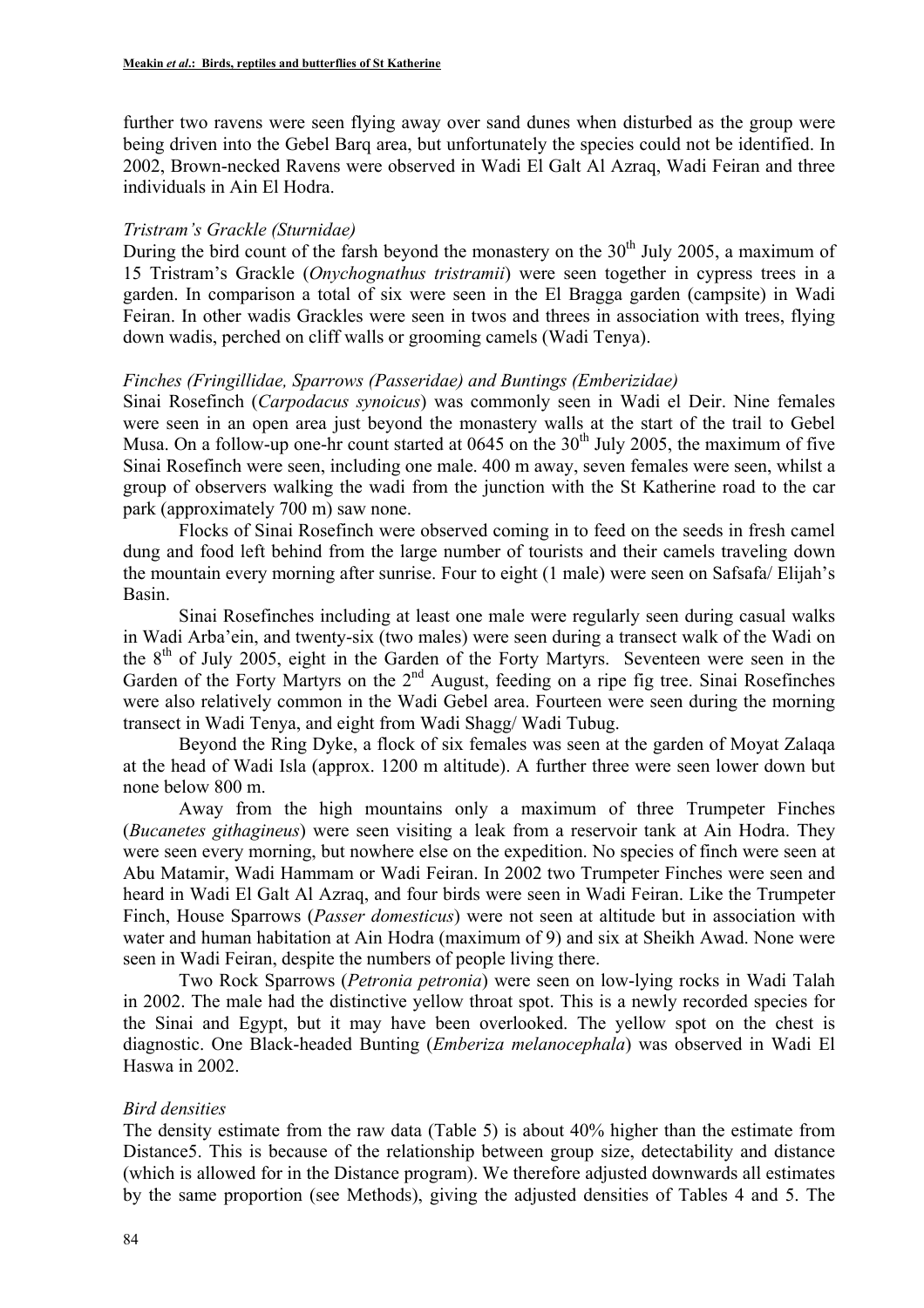further two ravens were seen flying away over sand dunes when disturbed as the group were being driven into the Gebel Barq area, but unfortunately the species could not be identified. In 2002, Brown-necked Ravens were observed in Wadi El Galt Al Azraq, Wadi Feiran and three individuals in Ain El Hodra.

### *Tristram's Grackle (Sturnidae)*

During the bird count of the farsh beyond the monastery on the 30th July 2005, a maximum of 15 Tristram's Grackle (*Onychognathus tristramii*) were seen together in cypress trees in a garden. In comparison a total of six were seen in the El Bragga garden (campsite) in Wadi Feiran. In other wadis Grackles were seen in twos and threes in association with trees, flying down wadis, perched on cliff walls or grooming camels (Wadi Tenya).

### *Finches (Fringillidae, Sparrows (Passeridae) and Buntings (Emberizidae)*

Sinai Rosefinch (*Carpodacus synoicus*) was commonly seen in Wadi el Deir. Nine females were seen in an open area just beyond the monastery walls at the start of the trail to Gebel Musa. On a follow-up one-hr count started at 0645 on the 30th July 2005, the maximum of five Sinai Rosefinch were seen, including one male. 400 m away, seven females were seen, whilst a group of observers walking the wadi from the junction with the St Katherine road to the car park (approximately 700 m) saw none.

Flocks of Sinai Rosefinch were observed coming in to feed on the seeds in fresh camel dung and food left behind from the large number of tourists and their camels traveling down the mountain every morning after sunrise. Four to eight (1 male) were seen on Safsafa/ Elijah's Basin.

Sinai Rosefinches including at least one male were regularly seen during casual walks in Wadi Arba'ein, and twenty-six (two males) were seen during a transect walk of the Wadi on the 8th of July 2005, eight in the Garden of the Forty Martyrs. Seventeen were seen in the Garden of the Forty Martyrs on the 2nd August, feeding on a ripe fig tree. Sinai Rosefinches were also relatively common in the Wadi Gebel area. Fourteen were seen during the morning transect in Wadi Tenya, and eight from Wadi Shagg/ Wadi Tubug.

Beyond the Ring Dyke, a flock of six females was seen at the garden of Moyat Zalaqa at the head of Wadi Isla (approx. 1200 m altitude). A further three were seen lower down but none below 800 m.

Away from the high mountains only a maximum of three Trumpeter Finches (*Bucanetes githagineus*) were seen visiting a leak from a reservoir tank at Ain Hodra. They were seen every morning, but nowhere else on the expedition. No species of finch were seen at Abu Matamir, Wadi Hammam or Wadi Feiran. In 2002 two Trumpeter Finches were seen and heard in Wadi El Galt Al Azraq, and four birds were seen in Wadi Feiran. Like the Trumpeter Finch, House Sparrows (*Passer domesticus*) were not seen at altitude but in association with water and human habitation at Ain Hodra (maximum of 9) and six at Sheikh Awad. None were seen in Wadi Feiran, despite the numbers of people living there.

Two Rock Sparrows (*Petronia petronia*) were seen on low-lying rocks in Wadi Talah in 2002. The male had the distinctive yellow throat spot. This is a newly recorded species for the Sinai and Egypt, but it may have been overlooked. The yellow spot on the chest is diagnostic. One Black-headed Bunting (*Emberiza melanocephala*) was observed in Wadi El Haswa in 2002.

### *Bird densities*

The density estimate from the raw data (Table 5) is about 40% higher than the estimate from Distance5. This is because of the relationship between group size, detectability and distance (which is allowed for in the Distance program). We therefore adjusted downwards all estimates by the same proportion (see Methods), giving the adjusted densities of Tables 4 and 5. The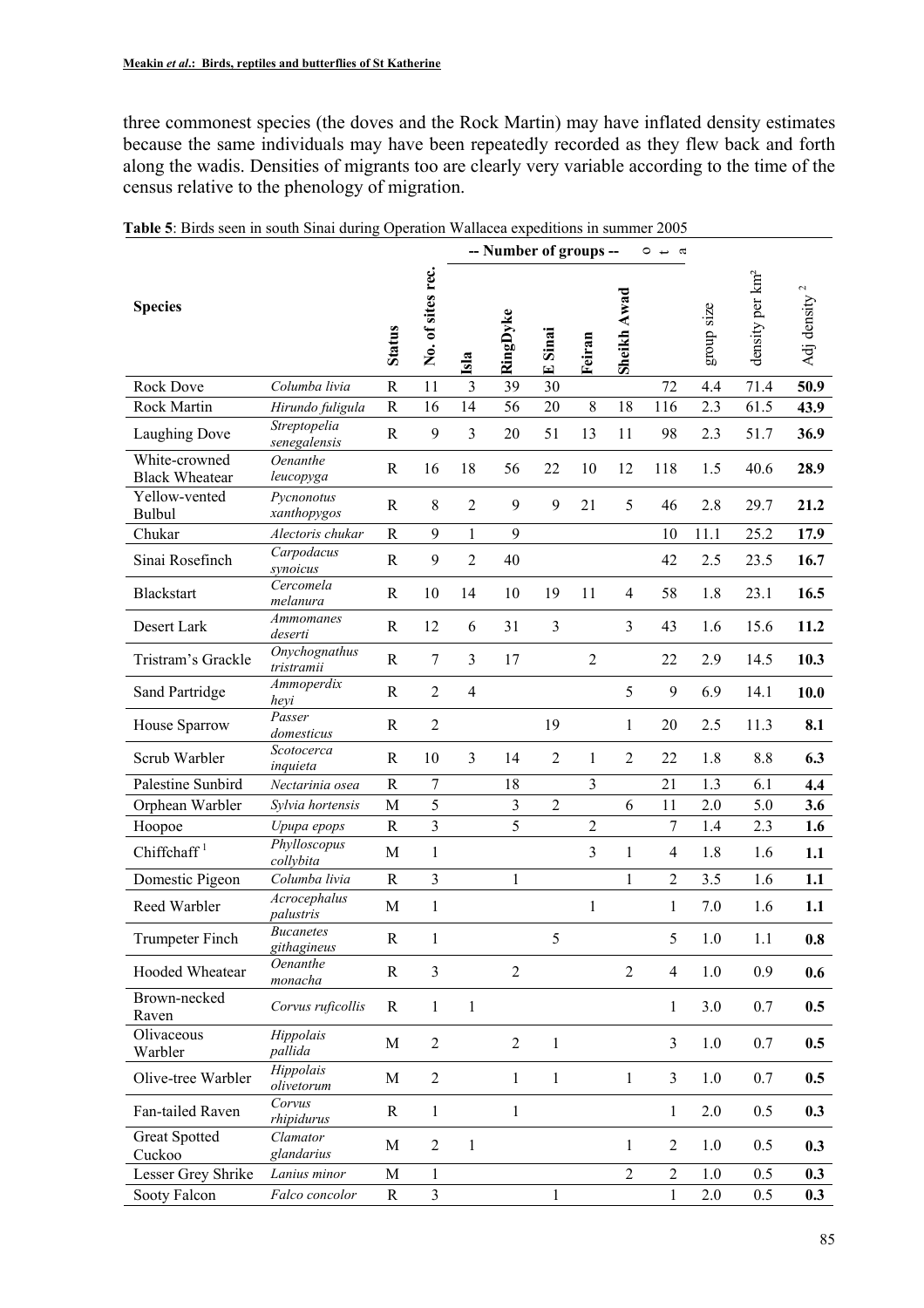three commonest species (the doves and the Rock Martin) may have inflated density estimates because the same individuals may have been repeatedly recorded as they flew back and forth along the wadis. Densities of migrants too are clearly very variable according to the time of the census relative to the phenology of migration.

**Table 5**: Birds seen in south Sinai during Operation Wallacea expeditions in summer 2005

| **Species** | | **Status** | **No. of sites rec.** | -- Number of groups -- | | | | | **Total** | group size | density per km² | Adj density [2] |
|---|---|---|---|---|---|---|---|---|---|---|---|---|
| | | | | **Isla** | **RingDyke** | **E Sinai** | **Feiran** | **Sheikh Awad** | | | | |
| Rock Dove | *Columba livia* | R | 11 | 3 | 39 | 30 | | | 72 | 4.4 | 71.4 | **50.9** |
| Rock Martin | *Hirundo fuligula* | R | 16 | 14 | 56 | 20 | 8 | 18 | 116 | 2.3 | 61.5 | **43.9** |
| Laughing Dove | *Streptopelia senegalensis* | R | 9 | 3 | 20 | 51 | 13 | 11 | 98 | 2.3 | 51.7 | **36.9** |
| White-crowned Black Wheatear | *Oenanthe leucopyga* | R | 16 | 18 | 56 | 22 | 10 | 12 | 118 | 1.5 | 40.6 | **28.9** |
| Yellow-vented Bulbul | *Pycnonotus xanthopygos* | R | 8 | 2 | 9 | 9 | 21 | 5 | 46 | 2.8 | 29.7 | **21.2** |
| Chukar | *Alectoris chukar* | R | 9 | 1 | 9 | | | | 10 | 11.1 | 25.2 | **17.9** |
| Sinai Rosefinch | *Carpodacus synoicus* | R | 9 | 2 | 40 | | | | 42 | 2.5 | 23.5 | **16.7** |
| Blackstart | *Cercomela melanura* | R | 10 | 14 | 10 | 19 | 11 | 4 | 58 | 1.8 | 23.1 | **16.5** |
| Desert Lark | *Ammomanes deserti* | R | 12 | 6 | 31 | 3 | | 3 | 43 | 1.6 | 15.6 | **11.2** |
| Tristram's Grackle | *Onychognathus tristramii* | R | 7 | 3 | 17 | | 2 | | 22 | 2.9 | 14.5 | **10.3** |
| Sand Partridge | *Ammoperdix heyi* | R | 2 | 4 | | | | 5 | 9 | 6.9 | 14.1 | **10.0** |
| House Sparrow | *Passer domesticus* | R | 2 | | | 19 | | 1 | 20 | 2.5 | 11.3 | **8.1** |
| Scrub Warbler | *Scotocerca inquieta* | R | 10 | 3 | 14 | 2 | 1 | 2 | 22 | 1.8 | 8.8 | **6.3** |
| Palestine Sunbird | *Nectarinia osea* | R | 7 | | 18 | | 3 | | 21 | 1.3 | 6.1 | **4.4** |
| Orphean Warbler | *Sylvia hortensis* | M | 5 | | 3 | 2 | | 6 | 11 | 2.0 | 5.0 | **3.6** |
| Hoopoe | *Upupa epops* | R | 3 | | 5 | | 2 | | 7 | 1.4 | 2.3 | **1.6** |
| Chiffchaff [1] | *Phylloscopus collybita* | M | 1 | | | | 3 | 1 | 4 | 1.8 | 1.6 | **1.1** |
| Domestic Pigeon | *Columba livia* | R | 3 | | 1 | | | 1 | 2 | 3.5 | 1.6 | **1.1** |
| Reed Warbler | *Acrocephalus palustris* | M | 1 | | | | 1 | | 1 | 7.0 | 1.6 | **1.1** |
| Trumpeter Finch | *Bucanetes githagineus* | R | 1 | | | 5 | | | 5 | 1.0 | 1.1 | **0.8** |
| Hooded Wheatear | *Oenanthe monacha* | R | 3 | | 2 | | | 2 | 4 | 1.0 | 0.9 | **0.6** |
| Brown-necked Raven | *Corvus ruficollis* | R | 1 | 1 | | | | | 1 | 3.0 | 0.7 | **0.5** |
| Olivaceous Warbler | *Hippolais pallida* | M | 2 | | 2 | 1 | | | 3 | 1.0 | 0.7 | **0.5** |
| Olive-tree Warbler | *Hippolais olivetorum* | M | 2 | | 1 | 1 | | 1 | 3 | 1.0 | 0.7 | **0.5** |
| Fan-tailed Raven | *Corvus rhipidurus* | R | 1 | | 1 | | | | 1 | 2.0 | 0.5 | **0.3** |
| Great Spotted Cuckoo | *Clamator glandarius* | M | 2 | 1 | | | | 1 | 2 | 1.0 | 0.5 | **0.3** |
| Lesser Grey Shrike | *Lanius minor* | M | 1 | | | | | 2 | 2 | 1.0 | 0.5 | **0.3** |
| Sooty Falcon | *Falco concolor* | R | 3 | | | 1 | | | 1 | 2.0 | 0.5 | **0.3** |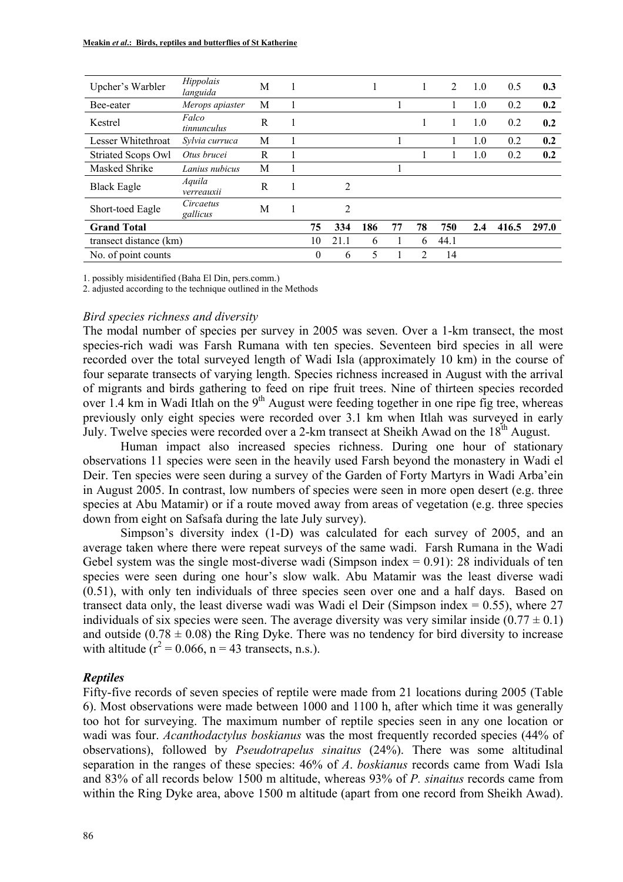| | | | | | | | | | | | | |
|---|---|---|---|---|---|---|---|---|---|---|---|---|
| Upcher's Warbler | *Hippolais languida* | M | 1 | | | 1 | | 1 | 2 | 1.0 | 0.5 | **0.3** |
| Bee-eater | *Merops apiaster* | M | 1 | | | | 1 | | 1 | 1.0 | 0.2 | **0.2** |
| Kestrel | *Falco tinnunculus* | R | 1 | | | | | 1 | 1 | 1.0 | 0.2 | **0.2** |
| Lesser Whitethroat | *Sylvia curruca* | M | 1 | | | | 1 | | 1 | 1.0 | 0.2 | **0.2** |
| Striated Scops Owl | *Otus brucei* | R | 1 | | | | | 1 | 1 | 1.0 | 0.2 | **0.2** |
| Masked Shrike | *Lanius nubicus* | M | 1 | | | | 1 | | | | | |
| Black Eagle | *Aquila verreauxii* | R | 1 | | 2 | | | | | | | |
| Short-toed Eagle | *Circaetus gallicus* | M | 1 | | 2 | | | | | | | |
| **Grand Total** | | | | **75** | **334** | **186** | **77** | **78** | **750** | **2.4** | **416.5** | **297.0** |
| transect distance (km) | | | | 10 | 21.1 | 6 | 1 | 6 | 44.1 | | | |
| No. of point counts | | | | 0 | 6 | 5 | 1 | 2 | 14 | | | |

1. possibly misidentified (Baha El Din, pers.comm.)
2. adjusted according to the technique outlined in the Methods

### *Bird species richness and diversity*

The modal number of species per survey in 2005 was seven. Over a 1-km transect, the most species-rich wadi was Farsh Rumana with ten species. Seventeen bird species in all were recorded over the total surveyed length of Wadi Isla (approximately 10 km) in the course of four separate transects of varying length. Species richness increased in August with the arrival of migrants and birds gathering to feed on ripe fruit trees. Nine of thirteen species recorded over 1.4 km in Wadi Itlah on the 9th August were feeding together in one ripe fig tree, whereas previously only eight species were recorded over 3.1 km when Itlah was surveyed in early July. Twelve species were recorded over a 2-km transect at Sheikh Awad on the 18th August.

Human impact also increased species richness. During one hour of stationary observations 11 species were seen in the heavily used Farsh beyond the monastery in Wadi el Deir. Ten species were seen during a survey of the Garden of Forty Martyrs in Wadi Arba'ein in August 2005. In contrast, low numbers of species were seen in more open desert (e.g. three species at Abu Matamir) or if a route moved away from areas of vegetation (e.g. three species down from eight on Safsafa during the late July survey).

Simpson's diversity index (1-D) was calculated for each survey of 2005, and an average taken where there were repeat surveys of the same wadi. Farsh Rumana in the Wadi Gebel system was the single most-diverse wadi (Simpson index = 0.91): 28 individuals of ten species were seen during one hour's slow walk. Abu Matamir was the least diverse wadi (0.51), with only ten individuals of three species seen over one and a half days. Based on transect data only, the least diverse wadi was Wadi el Deir (Simpson index = 0.55), where 27 individuals of six species were seen. The average diversity was very similar inside ($0.77 \pm 0.1$) and outside ($0.78 \pm 0.08$) the Ring Dyke. There was no tendency for bird diversity to increase with altitude ($r^2 = 0.066$, n = 43 transects, n.s.).

### ***Reptiles***

Fifty-five records of seven species of reptile were made from 21 locations during 2005 (Table 6). Most observations were made between 1000 and 1100 h, after which time it was generally too hot for surveying. The maximum number of reptile species seen in any one location or wadi was four. *Acanthodactylus boskianus* was the most frequently recorded species (44% of observations), followed by *Pseudotrapelus sinaitus* (24%). There was some altitudinal separation in the ranges of these species: 46% of *A. boskianus* records came from Wadi Isla and 83% of all records below 1500 m altitude, whereas 93% of *P. sinaitus* records came from within the Ring Dyke area, above 1500 m altitude (apart from one record from Sheikh Awad).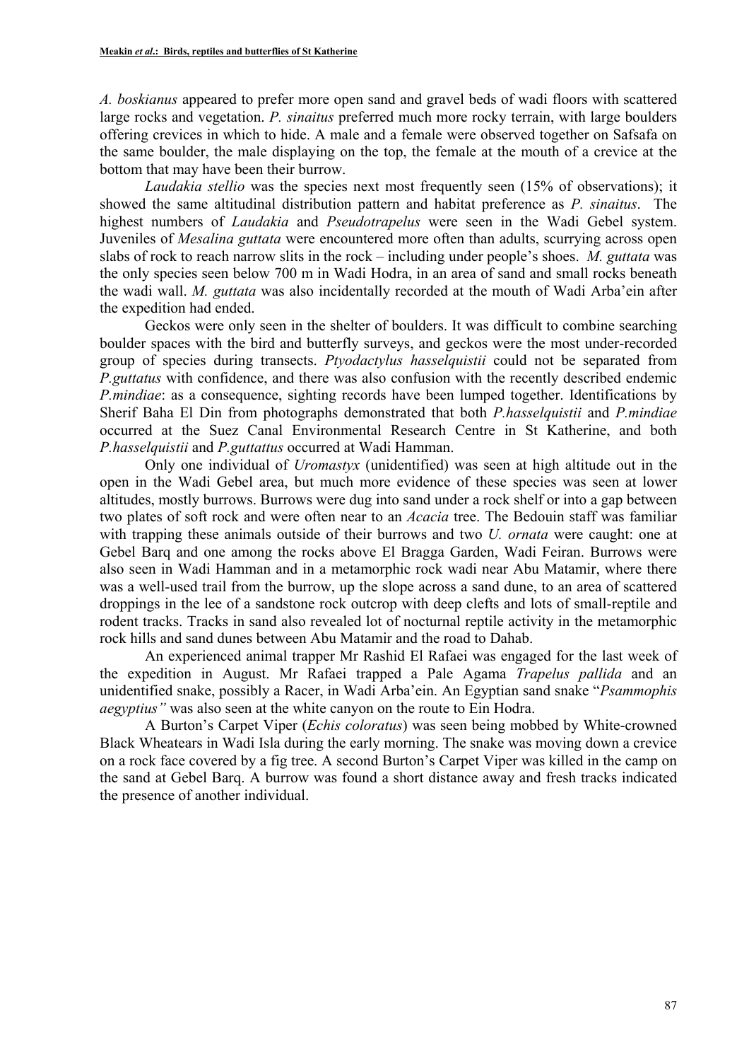*A. boskianus* appeared to prefer more open sand and gravel beds of wadi floors with scattered large rocks and vegetation. *P. sinaitus* preferred much more rocky terrain, with large boulders offering crevices in which to hide. A male and a female were observed together on Safsafa on the same boulder, the male displaying on the top, the female at the mouth of a crevice at the bottom that may have been their burrow.

*Laudakia stellio* was the species next most frequently seen (15% of observations); it showed the same altitudinal distribution pattern and habitat preference as *P. sinaitus*. The highest numbers of *Laudakia* and *Pseudotrapelus* were seen in the Wadi Gebel system. Juveniles of *Mesalina guttata* were encountered more often than adults, scurrying across open slabs of rock to reach narrow slits in the rock – including under people's shoes. *M. guttata* was the only species seen below 700 m in Wadi Hodra, in an area of sand and small rocks beneath the wadi wall. *M. guttata* was also incidentally recorded at the mouth of Wadi Arba'ein after the expedition had ended.

Geckos were only seen in the shelter of boulders. It was difficult to combine searching boulder spaces with the bird and butterfly surveys, and geckos were the most under-recorded group of species during transects. *Ptyodactylus hasselquistii* could not be separated from *P.guttatus* with confidence, and there was also confusion with the recently described endemic *P.mindiae*: as a consequence, sighting records have been lumped together. Identifications by Sherif Baha El Din from photographs demonstrated that both *P.hasselquistii* and *P.mindiae* occurred at the Suez Canal Environmental Research Centre in St Katherine, and both *P.hasselquistii* and *P.guttattus* occurred at Wadi Hamman.

Only one individual of *Uromastyx* (unidentified) was seen at high altitude out in the open in the Wadi Gebel area, but much more evidence of these species was seen at lower altitudes, mostly burrows. Burrows were dug into sand under a rock shelf or into a gap between two plates of soft rock and were often near to an *Acacia* tree. The Bedouin staff was familiar with trapping these animals outside of their burrows and two *U. ornata* were caught: one at Gebel Barq and one among the rocks above El Bragga Garden, Wadi Feiran. Burrows were also seen in Wadi Hamman and in a metamorphic rock wadi near Abu Matamir, where there was a well-used trail from the burrow, up the slope across a sand dune, to an area of scattered droppings in the lee of a sandstone rock outcrop with deep clefts and lots of small-reptile and rodent tracks. Tracks in sand also revealed lot of nocturnal reptile activity in the metamorphic rock hills and sand dunes between Abu Matamir and the road to Dahab.

An experienced animal trapper Mr Rashid El Rafaei was engaged for the last week of the expedition in August. Mr Rafaei trapped a Pale Agama *Trapelus pallida* and an unidentified snake, possibly a Racer, in Wadi Arba'ein. An Egyptian sand snake "*Psammophis aegyptius"* was also seen at the white canyon on the route to Ein Hodra.

A Burton's Carpet Viper (*Echis coloratus*) was seen being mobbed by White-crowned Black Wheatears in Wadi Isla during the early morning. The snake was moving down a crevice on a rock face covered by a fig tree. A second Burton's Carpet Viper was killed in the camp on the sand at Gebel Barq. A burrow was found a short distance away and fresh tracks indicated the presence of another individual.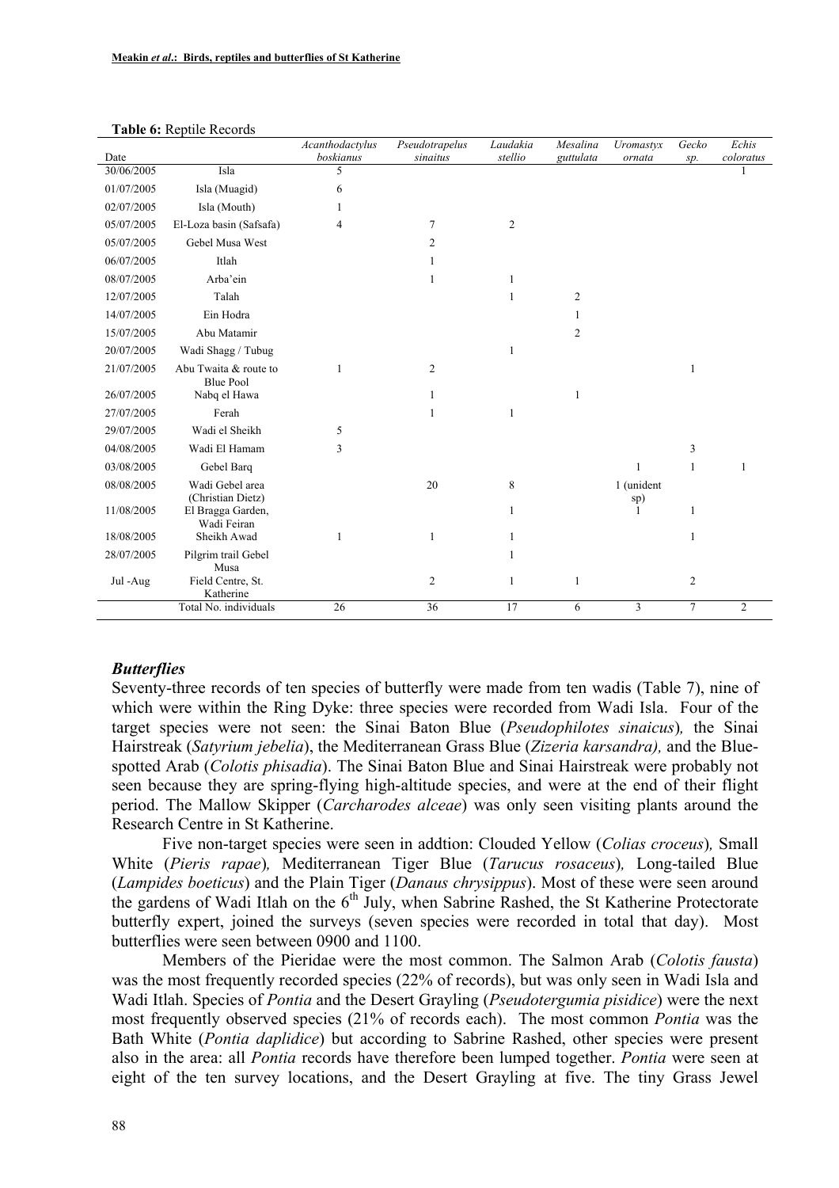**Table 6:** Reptile Records

| Date | | *Acanthodactylus boskianus* | *Pseudotrapelus sinaitus* | *Laudakia stellio* | *Mesalina guttulata* | *Uromastyx ornata* | *Gecko sp.* | *Echis coloratus* |
|---|---|---|---|---|---|---|---|---|
| 30/06/2005 | Isla | 5 | | | | | | 1 |
| 01/07/2005 | Isla (Muagid) | 6 | | | | | | |
| 02/07/2005 | Isla (Mouth) | 1 | | | | | | |
| 05/07/2005 | El-Loza basin (Safsafa) | 4 | 7 | 2 | | | | |
| 05/07/2005 | Gebel Musa West | | 2 | | | | | |
| 06/07/2005 | Itlah | | 1 | | | | | |
| 08/07/2005 | Arba'ein | | 1 | 1 | | | | |
| 12/07/2005 | Talah | | | 1 | 2 | | | |
| 14/07/2005 | Ein Hodra | | | | 1 | | | |
| 15/07/2005 | Abu Matamir | | | | 2 | | | |
| 20/07/2005 | Wadi Shagg / Tubug | | | 1 | | | | |
| 21/07/2005 | Abu Twaita & route to Blue Pool | 1 | 2 | | | | 1 | |
| 26/07/2005 | Nabq el Hawa | | 1 | | 1 | | | |
| 27/07/2005 | Ferah | | 1 | 1 | | | | |
| 29/07/2005 | Wadi el Sheikh | 5 | | | | | | |
| 04/08/2005 | Wadi El Hamam | 3 | | | | | 3 | |
| 03/08/2005 | Gebel Barq | | | | | 1 | 1 | 1 |
| 08/08/2005 | Wadi Gebel area (Christian Dietz) | | 20 | 8 | | 1 (unident sp) | | |
| 11/08/2005 | El Bragga Garden, Wadi Feiran | | | 1 | | 1 | 1 | |
| 18/08/2005 | Sheikh Awad | 1 | 1 | 1 | | | 1 | |
| 28/07/2005 | Pilgrim trail Gebel Musa | | | 1 | | | | |
| Jul -Aug | Field Centre, St. Katherine | | 2 | 1 | 1 | | 2 | |
| | Total No. individuals | 26 | 36 | 17 | 6 | 3 | 7 | 2 |

### *Butterflies*

Seventy-three records of ten species of butterfly were made from ten wadis (Table 7), nine of which were within the Ring Dyke: three species were recorded from Wadi Isla. Four of the target species were not seen: the Sinai Baton Blue (*Pseudophilotes sinaicus*)*,* the Sinai Hairstreak (*Satyrium jebelia*), the Mediterranean Grass Blue (*Zizeria karsandra),* and the Blue-spotted Arab (*Colotis phisadia*). The Sinai Baton Blue and Sinai Hairstreak were probably not seen because they are spring-flying high-altitude species, and were at the end of their flight period. The Mallow Skipper (*Carcharodes alceae*) was only seen visiting plants around the Research Centre in St Katherine.

Five non-target species were seen in addtion: Clouded Yellow (*Colias croceus*)*,* Small White (*Pieris rapae*)*,* Mediterranean Tiger Blue (*Tarucus rosaceus*)*,* Long-tailed Blue (*Lampides boeticus*) and the Plain Tiger (*Danaus chrysippus*). Most of these were seen around the gardens of Wadi Itlah on the 6th July, when Sabrine Rashed, the St Katherine Protectorate butterfly expert, joined the surveys (seven species were recorded in total that day). Most butterflies were seen between 0900 and 1100.

Members of the Pieridae were the most common. The Salmon Arab (*Colotis fausta*) was the most frequently recorded species (22% of records), but was only seen in Wadi Isla and Wadi Itlah. Species of *Pontia* and the Desert Grayling (*Pseudotergumia pisidice*) were the next most frequently observed species (21% of records each). The most common *Pontia* was the Bath White (*Pontia daplidice*) but according to Sabrine Rashed, other species were present also in the area: all *Pontia* records have therefore been lumped together. *Pontia* were seen at eight of the ten survey locations, and the Desert Grayling at five. The tiny Grass Jewel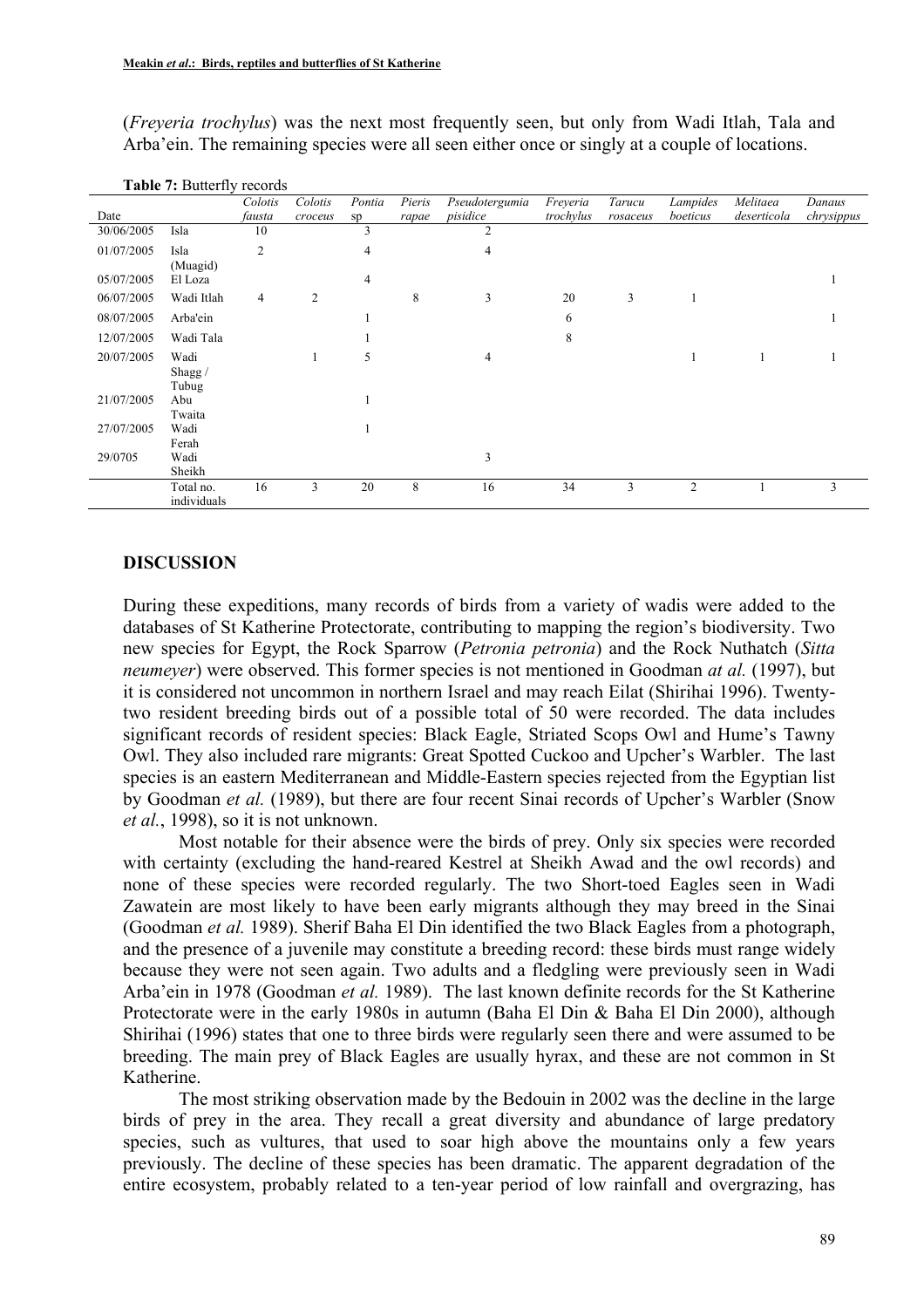(*Freyeria trochylus*) was the next most frequently seen, but only from Wadi Itlah, Tala and Arba'ein. The remaining species were all seen either once or singly at a couple of locations.

**Table 7:** Butterfly records

| Date | | *Colotis fausta* | *Colotis croceus* | *Pontia* sp | *Pieris rapae* | *Pseudotergumia pisidice* | *Freyeria trochylus* | *Tarucu rosaceus* | *Lampides boeticus* | *Melitaea deserticola* | *Danaus chrysippus* |
|---|---|---|---|---|---|---|---|---|---|---|---|
| 30/06/2005 | Isla | 10 | | 3 | | 2 | | | | | |
| 01/07/2005 | Isla (Muagid) | 2 | | 4 | | 4 | | | | | |
| 05/07/2005 | El Loza | | | 4 | | | | | | | 1 |
| 06/07/2005 | Wadi Itlah | 4 | 2 | | 8 | 3 | 20 | 3 | 1 | | |
| 08/07/2005 | Arba'ein | | | 1 | | | 6 | | | | 1 |
| 12/07/2005 | Wadi Tala | | | 1 | | | 8 | | | | |
| 20/07/2005 | Wadi Shagg / Tubug | | 1 | 5 | | 4 | | | 1 | 1 | 1 |
| 21/07/2005 | Abu Twaita | | | 1 | | | | | | | |
| 27/07/2005 | Wadi Ferah | | | 1 | | | | | | | |
| 29/0705 | Wadi Sheikh | | | | | 3 | | | | | |
| | Total no. individuals | 16 | 3 | 20 | 8 | 16 | 34 | 3 | 2 | 1 | 3 |

## DISCUSSION

During these expeditions, many records of birds from a variety of wadis were added to the databases of St Katherine Protectorate, contributing to mapping the region's biodiversity. Two new species for Egypt, the Rock Sparrow (*Petronia petronia*) and the Rock Nuthatch (*Sitta neumeyer*) were observed. This former species is not mentioned in Goodman *at al.* (1997), but it is considered not uncommon in northern Israel and may reach Eilat (Shirihai 1996). Twenty-two resident breeding birds out of a possible total of 50 were recorded. The data includes significant records of resident species: Black Eagle, Striated Scops Owl and Hume's Tawny Owl. They also included rare migrants: Great Spotted Cuckoo and Upcher's Warbler. The last species is an eastern Mediterranean and Middle-Eastern species rejected from the Egyptian list by Goodman *et al.* (1989), but there are four recent Sinai records of Upcher's Warbler (Snow *et al.*, 1998), so it is not unknown.

Most notable for their absence were the birds of prey. Only six species were recorded with certainty (excluding the hand-reared Kestrel at Sheikh Awad and the owl records) and none of these species were recorded regularly. The two Short-toed Eagles seen in Wadi Zawatein are most likely to have been early migrants although they may breed in the Sinai (Goodman *et al.* 1989). Sherif Baha El Din identified the two Black Eagles from a photograph, and the presence of a juvenile may constitute a breeding record: these birds must range widely because they were not seen again. Two adults and a fledgling were previously seen in Wadi Arba'ein in 1978 (Goodman *et al.* 1989). The last known definite records for the St Katherine Protectorate were in the early 1980s in autumn (Baha El Din & Baha El Din 2000), although Shirihai (1996) states that one to three birds were regularly seen there and were assumed to be breeding. The main prey of Black Eagles are usually hyrax, and these are not common in St Katherine.

The most striking observation made by the Bedouin in 2002 was the decline in the large birds of prey in the area. They recall a great diversity and abundance of large predatory species, such as vultures, that used to soar high above the mountains only a few years previously. The decline of these species has been dramatic. The apparent degradation of the entire ecosystem, probably related to a ten-year period of low rainfall and overgrazing, has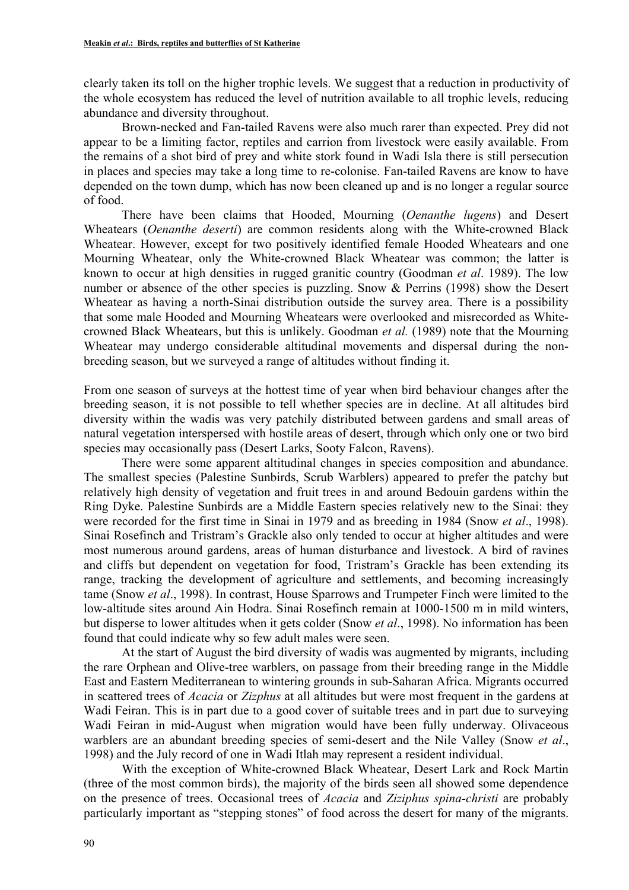clearly taken its toll on the higher trophic levels. We suggest that a reduction in productivity of the whole ecosystem has reduced the level of nutrition available to all trophic levels, reducing abundance and diversity throughout.

Brown-necked and Fan-tailed Ravens were also much rarer than expected. Prey did not appear to be a limiting factor, reptiles and carrion from livestock were easily available. From the remains of a shot bird of prey and white stork found in Wadi Isla there is still persecution in places and species may take a long time to re-colonise. Fan-tailed Ravens are know to have depended on the town dump, which has now been cleaned up and is no longer a regular source of food.

There have been claims that Hooded, Mourning (*Oenanthe lugens*) and Desert Wheatears (*Oenanthe deserti*) are common residents along with the White-crowned Black Wheatear. However, except for two positively identified female Hooded Wheatears and one Mourning Wheatear, only the White-crowned Black Wheatear was common; the latter is known to occur at high densities in rugged granitic country (Goodman *et al*. 1989). The low number or absence of the other species is puzzling. Snow & Perrins (1998) show the Desert Wheatear as having a north-Sinai distribution outside the survey area. There is a possibility that some male Hooded and Mourning Wheatears were overlooked and misrecorded as White-crowned Black Wheatears, but this is unlikely. Goodman *et al.* (1989) note that the Mourning Wheatear may undergo considerable altitudinal movements and dispersal during the non-breeding season, but we surveyed a range of altitudes without finding it.

From one season of surveys at the hottest time of year when bird behaviour changes after the breeding season, it is not possible to tell whether species are in decline. At all altitudes bird diversity within the wadis was very patchily distributed between gardens and small areas of natural vegetation interspersed with hostile areas of desert, through which only one or two bird species may occasionally pass (Desert Larks, Sooty Falcon, Ravens).

There were some apparent altitudinal changes in species composition and abundance. The smallest species (Palestine Sunbirds, Scrub Warblers) appeared to prefer the patchy but relatively high density of vegetation and fruit trees in and around Bedouin gardens within the Ring Dyke. Palestine Sunbirds are a Middle Eastern species relatively new to the Sinai: they were recorded for the first time in Sinai in 1979 and as breeding in 1984 (Snow *et al*., 1998). Sinai Rosefinch and Tristram's Grackle also only tended to occur at higher altitudes and were most numerous around gardens, areas of human disturbance and livestock. A bird of ravines and cliffs but dependent on vegetation for food, Tristram's Grackle has been extending its range, tracking the development of agriculture and settlements, and becoming increasingly tame (Snow *et al*., 1998). In contrast, House Sparrows and Trumpeter Finch were limited to the low-altitude sites around Ain Hodra. Sinai Rosefinch remain at 1000-1500 m in mild winters, but disperse to lower altitudes when it gets colder (Snow *et al*., 1998). No information has been found that could indicate why so few adult males were seen.

At the start of August the bird diversity of wadis was augmented by migrants, including the rare Orphean and Olive-tree warblers, on passage from their breeding range in the Middle East and Eastern Mediterranean to wintering grounds in sub-Saharan Africa. Migrants occurred in scattered trees of *Acacia* or *Zizphus* at all altitudes but were most frequent in the gardens at Wadi Feiran. This is in part due to a good cover of suitable trees and in part due to surveying Wadi Feiran in mid-August when migration would have been fully underway. Olivaceous warblers are an abundant breeding species of semi-desert and the Nile Valley (Snow *et al*., 1998) and the July record of one in Wadi Itlah may represent a resident individual.

With the exception of White-crowned Black Wheatear, Desert Lark and Rock Martin (three of the most common birds), the majority of the birds seen all showed some dependence on the presence of trees. Occasional trees of *Acacia* and *Ziziphus spina-christi* are probably particularly important as "stepping stones" of food across the desert for many of the migrants.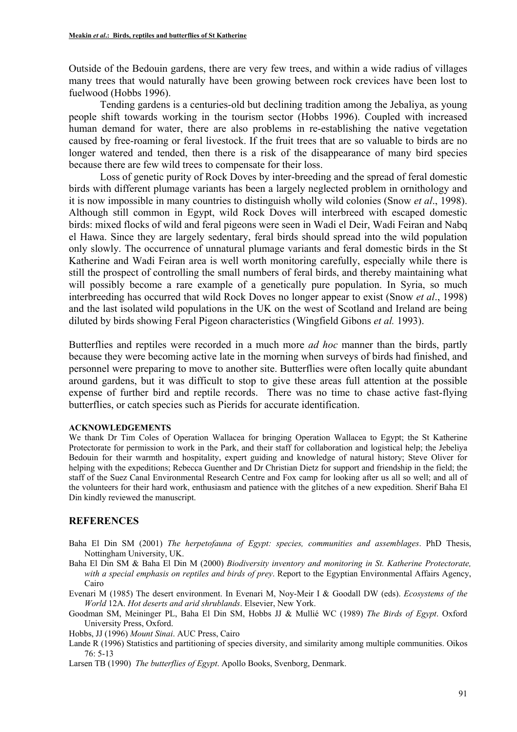Outside of the Bedouin gardens, there are very few trees, and within a wide radius of villages many trees that would naturally have been growing between rock crevices have been lost to fuelwood (Hobbs 1996).

Tending gardens is a centuries-old but declining tradition among the Jebaliya, as young people shift towards working in the tourism sector (Hobbs 1996). Coupled with increased human demand for water, there are also problems in re-establishing the native vegetation caused by free-roaming or feral livestock. If the fruit trees that are so valuable to birds are no longer watered and tended, then there is a risk of the disappearance of many bird species because there are few wild trees to compensate for their loss.

Loss of genetic purity of Rock Doves by inter-breeding and the spread of feral domestic birds with different plumage variants has been a largely neglected problem in ornithology and it is now impossible in many countries to distinguish wholly wild colonies (Snow *et al*., 1998). Although still common in Egypt, wild Rock Doves will interbreed with escaped domestic birds: mixed flocks of wild and feral pigeons were seen in Wadi el Deir, Wadi Feiran and Nabq el Hawa. Since they are largely sedentary, feral birds should spread into the wild population only slowly. The occurrence of unnatural plumage variants and feral domestic birds in the St Katherine and Wadi Feiran area is well worth monitoring carefully, especially while there is still the prospect of controlling the small numbers of feral birds, and thereby maintaining what will possibly become a rare example of a genetically pure population. In Syria, so much interbreeding has occurred that wild Rock Doves no longer appear to exist (Snow *et al*., 1998) and the last isolated wild populations in the UK on the west of Scotland and Ireland are being diluted by birds showing Feral Pigeon characteristics (Wingfield Gibons *et al.* 1993).

Butterflies and reptiles were recorded in a much more *ad hoc* manner than the birds, partly because they were becoming active late in the morning when surveys of birds had finished, and personnel were preparing to move to another site. Butterflies were often locally quite abundant around gardens, but it was difficult to stop to give these areas full attention at the possible expense of further bird and reptile records. There was no time to chase active fast-flying butterflies, or catch species such as Pierids for accurate identification.

#### ACKNOWLEDGEMENTS

We thank Dr Tim Coles of Operation Wallacea for bringing Operation Wallacea to Egypt; the St Katherine Protectorate for permission to work in the Park, and their staff for collaboration and logistical help; the Jebeliya Bedouin for their warmth and hospitality, expert guiding and knowledge of natural history; Steve Oliver for helping with the expeditions; Rebecca Guenther and Dr Christian Dietz for support and friendship in the field; the staff of the Suez Canal Environmental Research Centre and Fox camp for looking after us all so well; and all of the volunteers for their hard work, enthusiasm and patience with the glitches of a new expedition. Sherif Baha El Din kindly reviewed the manuscript.

## REFERENCES

Baha El Din SM (2001) *The herpetofauna of Egypt: species, communities and assemblages*. PhD Thesis, Nottingham University, UK.

Baha El Din SM & Baha El Din M (2000) *Biodiversity inventory and monitoring in St. Katherine Protectorate, with a special emphasis on reptiles and birds of prey*. Report to the Egyptian Environmental Affairs Agency, Cairo

Evenari M (1985) The desert environment. In Evenari M, Noy-Meir I & Goodall DW (eds). *Ecosystems of the World* 12A. *Hot deserts and arid shrublands*. Elsevier, New York.

Goodman SM, Meininger PL, Baha El Din SM, Hobbs JJ & Mullié WC (1989) *The Birds of Egypt*. Oxford University Press, Oxford.

Hobbs, JJ (1996) *Mount Sinai*. AUC Press, Cairo

Lande R (1996) Statistics and partitioning of species diversity, and similarity among multiple communities. Oikos 76: 5-13

Larsen TB (1990) *The butterflies of Egypt*. Apollo Books, Svenborg, Denmark.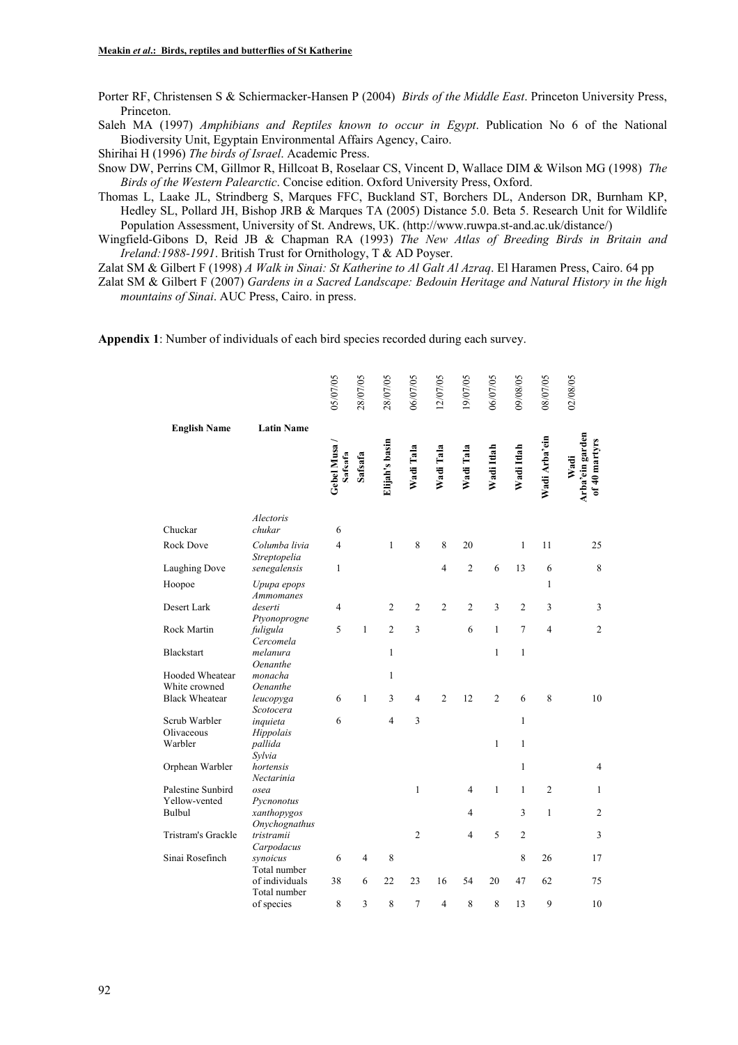Porter RF, Christensen S & Schiermacker-Hansen P (2004) *Birds of the Middle East*. Princeton University Press, Princeton.

Saleh MA (1997) *Amphibians and Reptiles known to occur in Egypt*. Publication No 6 of the National Biodiversity Unit, Egyptain Environmental Affairs Agency, Cairo.

Shirihai H (1996) *The birds of Israel*. Academic Press.

Snow DW, Perrins CM, Gillmor R, Hillcoat B, Roselaar CS, Vincent D, Wallace DIM & Wilson MG (1998) *The Birds of the Western Palearctic*. Concise edition. Oxford University Press, Oxford.

Thomas L, Laake JL, Strindberg S, Marques FFC, Buckland ST, Borchers DL, Anderson DR, Burnham KP, Hedley SL, Pollard JH, Bishop JRB & Marques TA (2005) Distance 5.0. Beta 5. Research Unit for Wildlife Population Assessment, University of St. Andrews, UK. (http://www.ruwpa.st-and.ac.uk/distance/)

Wingfield-Gibons D, Reid JB & Chapman RA (1993) *The New Atlas of Breeding Birds in Britain and Ireland:1988-1991*. British Trust for Ornithology, T & AD Poyser.

Zalat SM & Gilbert F (1998) *A Walk in Sinai: St Katherine to Al Galt Al Azraq*. El Haramen Press, Cairo. 64 pp

Zalat SM & Gilbert F (2007) *Gardens in a Sacred Landscape: Bedouin Heritage and Natural History in the high mountains of Sinai*. AUC Press, Cairo. in press.

**Appendix 1**: Number of individuals of each bird species recorded during each survey.

| English Name | Latin Name | Gebel Musa / Safsafa (05/07/05) | Safsafa (28/07/05) | Elijah's basin (28/07/05) | Wadi Tala (06/07/05) | Wadi Tala (12/07/05) | Wadi Tala (19/07/05) | Wadi Idah (06/07/05) | Wadi Idah (09/08/05) | Wadi Arba'ein (08/07/05) | Wadi Arba'ein garden of 40 martyrs (02/08/05) |
|---|---|---|---|---|---|---|---|---|---|---|---|
| Chuckar | *Alectoris chukar* | 6 | | | | | | | | | |
| Rock Dove | *Columba livia* | 4 | | 1 | 8 | 8 | 20 | | 1 | 11 | 25 |
| Laughing Dove | *Streptopelia senegalensis* | 1 | | | | 4 | 2 | 6 | 13 | 6 | 8 |
| Hoopoe | *Upupa epops* | | | | | | | | | 1 | |
| Desert Lark | *Ammomanes deserti* | 4 | | 2 | 2 | 2 | 2 | 3 | 2 | 3 | 3 |
| Rock Martin | *Ptyonoprogne fuligula* | 5 | 1 | 2 | 3 | | 6 | 1 | 7 | 4 | 2 |
| Blackstart | *Cercomela melanura* | | | 1 | | | | 1 | 1 | | |
| Hooded Wheatear | *Oenanthe monacha* | | | 1 | | | | | | | |
| White crowned Black Wheatear | *Oenanthe leucopyga* | 6 | 1 | 3 | 4 | 2 | 12 | 2 | 6 | 8 | 10 |
| Scrub Warbler | *Scotocera inquieta* | 6 | | 4 | 3 | | | | 1 | | |
| Olivaceous Warbler | *Hippolais pallida* | | | | | | | 1 | 1 | | |
| Orphean Warbler | *Sylvia hortensis* | | | | | | | | 1 | | 4 |
| Palestine Sunbird | *Nectarinia osea* | | | | 1 | | 4 | 1 | 1 | 2 | 1 |
| Yellow-vented Bulbul | *Pycnonotus xanthopygos* | | | | | | 4 | | 3 | 1 | 2 |
| Tristram's Grackle | *Onychognathus tristramii* | | | | 2 | | 4 | 5 | 2 | | 3 |
| Sinai Rosefinch | *Carpodacus synoicus* | 6 | 4 | 8 | | | | | 8 | 26 | 17 |
| | Total number of individuals | 38 | 6 | 22 | 23 | 16 | 54 | 20 | 47 | 62 | 75 |
| | Total number of species | 8 | 3 | 8 | 7 | 4 | 8 | 8 | 13 | 9 | 10 |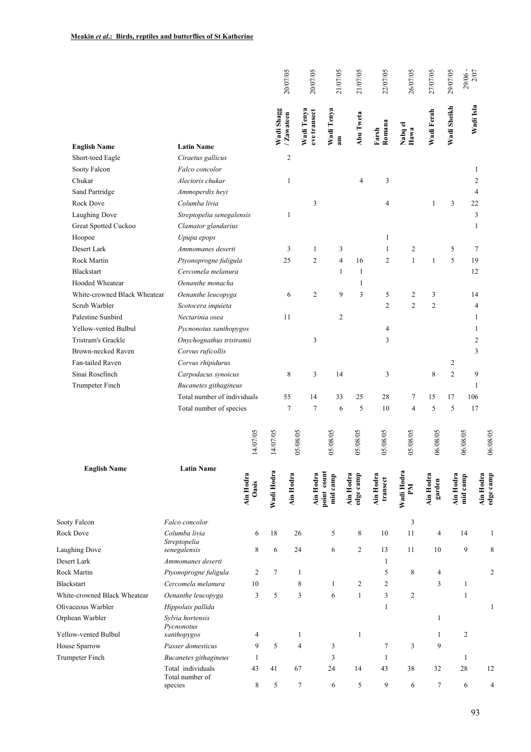| English Name | Latin Name | Wadi Shagg / Zawateen 20/07/05 | Wadi Tenya eve transect 20/07/05 | Wadi Tenya am 21/07/05 | Abu Tweta 21/07/05 | Farsh Romana 22/07/05 | Nabq el Hawa 26/07/05 | Wadi Ferah 27/07/05 | Wadi Sheikh 29/07/05 | Wadi Isla 29/06 - 2/07 |
|---|---|---|---|---|---|---|---|---|---|---|
| Short-toed Eagle | *Ciraetus gallicus* | 2 | | | | | | | | |
| Sooty Falcon | *Falco concolor* | | | | | | | | | 1 |
| Chukar | *Alectoris chukar* | 1 | | | 4 | 3 | | | | 2 |
| Sand Partridge | *Ammoperdix heyi* | | | | | | | | | 4 |
| Rock Dove | *Columba livia* | | 3 | | | 4 | | 1 | 3 | 22 |
| Laughing Dove | *Streptopelia senegalensis* | 1 | | | | | | | | 3 |
| Great Spotted Cuckoo | *Clamator glandarius* | | | | | | | | | 1 |
| Hoopoe | *Upupa epops* | | | | | 1 | | | | |
| Desert Lark | *Ammomanes deserti* | 3 | 1 | 3 | | 1 | 2 | | 5 | 7 |
| Rock Martin | *Ptyonoprogne fuligula* | 25 | 2 | 4 | 16 | 2 | 1 | 1 | 5 | 19 |
| Blackstart | *Cercomela melanura* | | | 1 | 1 | | | | | 12 |
| Hooded Wheatear | *Oenanthe monacha* | | | | 1 | | | | | |
| White-crowned Black Wheatear | *Oenanthe leucopyga* | 6 | 2 | 9 | 3 | 5 | 2 | 3 | | 14 |
| Scrub Warbler | *Scotocera inquieta* | | | | | 2 | 2 | 2 | | 4 |
| Palestine Sunbird | *Nectarinia osea* | 11 | | 2 | | | | | | 1 |
| Yellow-vented Bulbul | *Pycnonotus xanthopygos* | | | | | 4 | | | | 1 |
| Tristram's Grackle | *Onychognathus tristramii* | | 3 | | | 3 | | | | 2 |
| Brown-necked Raven | *Corvus ruficollis* | | | | | | | | | 3 |
| Fan-tailed Raven | *Corvus rhipidurus* | | | | | | | | 2 | |
| Sinai Rosefinch | *Carpodacus synoicus* | 8 | 3 | 14 | | 3 | | 8 | 2 | 9 |
| Trumpeter Finch | *Bucanetes githagineus* | | | | | | | | | 1 |
| | Total number of individuals | 55 | 14 | 33 | 25 | 28 | 7 | 15 | 17 | 106 |
| | Total number of species | 7 | 7 | 6 | 5 | 10 | 4 | 5 | 5 | 17 |

| English Name | Latin Name | Ain Hodra Oasis 14/07/05 | Wadi Hodra 14/07/05 | Ain Hodra 05/08/05 | Ain Hodra point count mid camp 05/08/05 | Ain Hodra edge camp 05/08/05 | Ain Hodra transect 05/08/05 | Wadi Hodra PM 05/08/05 | Ain Hodra garden 06/08/05 | Ain Hodra mid camp 06/08/05 | Ain Hodra edge camp 06/08/05 |
|---|---|---|---|---|---|---|---|---|---|---|---|
| Sooty Falcon | *Falco concolor* | | | | | | | 3 | | | |
| Rock Dove | *Columba livia* | 6 | 18 | 26 | 5 | 8 | 10 | 11 | 4 | 14 | 1 |
| Laughing Dove | *Streptopelia senegalensis* | 8 | 6 | 24 | 6 | 2 | 13 | 11 | 10 | 9 | 8 |
| Desert Lark | *Ammomanes deserti* | | | | | | 1 | | | | |
| Rock Martin | *Ptyonoprogne fuligula* | 2 | 7 | 1 | | | 5 | 8 | 4 | | 2 |
| Blackstart | *Cercomela melanura* | 10 | | 8 | 1 | 2 | 2 | | 3 | 1 | |
| White-crowned Black Wheatear | *Oenanthe leucopyga* | 3 | 5 | 3 | 6 | 1 | 3 | 2 | | 1 | |
| Olivaceous Warbler | *Hippolais pallida* | | | | | | 1 | | | | 1 |
| Orphean Warbler | *Sylvia hortensis* | | | | | | | | 1 | | |
| Yellow-vented Bulbul | *Pycnonotus xanthopygos* | 4 | | 1 | | 1 | | | 1 | 2 | |
| House Sparrow | *Passer domesticus* | 9 | 5 | 4 | 3 | | 7 | 3 | 9 | | |
| Trumpeter Finch | *Bucanetes githagineus* | 1 | | | 3 | | 1 | | | 1 | |
| | Total individuals | 43 | 41 | 67 | 24 | 14 | 43 | 38 | 32 | 28 | 12 |
| | Total number of species | 8 | 5 | 7 | 6 | 5 | 9 | 6 | 7 | 6 | 4 |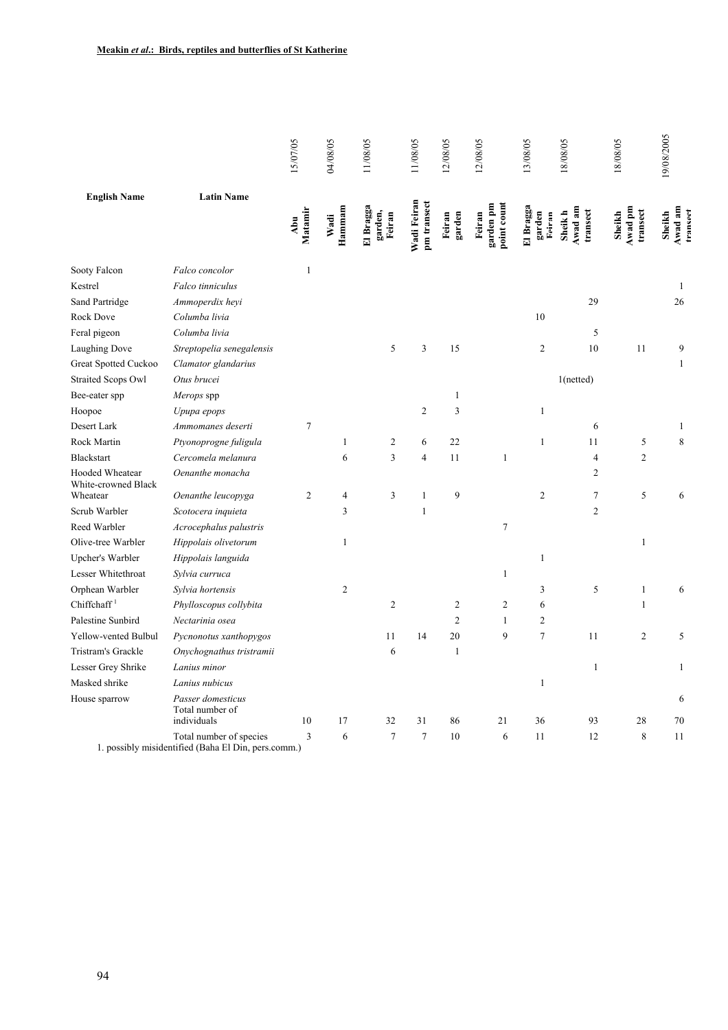| English Name | Latin Name | 15/07/05 Abu Matamir | 04/08/05 Wadi Hammam | 11/08/05 El Bragga garden, Feiran | 11/08/05 Wadi Feiran pm transect | 12/08/05 Feiran garden | 12/08/05 Feiran garden pm point count | 13/08/05 El Bragga garden Feiran | 18/08/05 Sheik h Awad am transect | 18/08/05 Sheikh Awad pm transect | 19/08/2005 Sheikh Awad am transect |
|---|---|---|---|---|---|---|---|---|---|---|---|
| Sooty Falcon | *Falco concolor* | 1 | | | | | | | | | |
| Kestrel | *Falco tinniculus* | | | | | | | | | | 1 |
| Sand Partridge | *Ammoperdix heyi* | | | | | | | | 29 | | 26 |
| Rock Dove | *Columba livia* | | | | | | | 10 | | | |
| Feral pigeon | *Columba livia* | | | | | | | | 5 | | |
| Laughing Dove | *Streptopelia senegalensis* | | | 5 | 3 | 15 | | 2 | 10 | 11 | 9 |
| Great Spotted Cuckoo | *Clamator glandarius* | | | | | | | | | | 1 |
| Straited Scops Owl | *Otus brucei* | | | | | | | | 1(netted) | | |
| Bee-eater spp | *Merops* spp | | | | | 1 | | | | | |
| Hoopoe | *Upupa epops* | | | | 2 | 3 | | 1 | | | |
| Desert Lark | *Ammomanes deserti* | 7 | | | | | | | 6 | | 1 |
| Rock Martin | *Ptyonoprogne fuligula* | | 1 | 2 | 6 | 22 | | 1 | 11 | 5 | 8 |
| Blackstart | *Cercomela melanura* | | 6 | 3 | 4 | 11 | 1 | | 4 | 2 | |
| Hooded Wheatear | *Oenanthe monacha* | | | | | | | | 2 | | |
| White-crowned Black Wheatear | *Oenanthe leucopyga* | 2 | 4 | 3 | 1 | 9 | | 2 | 7 | 5 | 6 |
| Scrub Warbler | *Scotocera inquieta* | | 3 | | 1 | | | | 2 | | |
| Reed Warbler | *Acrocephalus palustris* | | | | | | 7 | | | | |
| Olive-tree Warbler | *Hippolais olivetorum* | | 1 | | | | | | | 1 | |
| Upcher's Warbler | *Hippolais languida* | | | | | | | 1 | | | |
| Lesser Whitethroat | *Sylvia curruca* | | | | | | 1 | | | | |
| Orphean Warbler | *Sylvia hortensis* | | 2 | | | | | 3 | 5 | 1 | 6 |
| Chiffchaff [1] | *Phylloscopus collybita* | | | 2 | | 2 | 2 | 6 | | 1 | |
| Palestine Sunbird | *Nectarinia osea* | | | | | 2 | 1 | 2 | | | |
| Yellow-vented Bulbul | *Pycnonotus xanthopygos* | | | 11 | 14 | 20 | 9 | 7 | 11 | 2 | 5 |
| Tristram's Grackle | *Onychognathus tristramii* | | | 6 | | 1 | | | | | |
| Lesser Grey Shrike | *Lanius minor* | | | | | | | | 1 | | 1 |
| Masked shrike | *Lanius nubicus* | | | | | | | 1 | | | |
| House sparrow | *Passer domesticus* | | | | | | | | | | 6 |
| | Total number of individuals | 10 | 17 | 32 | 31 | 86 | 21 | 36 | 93 | 28 | 70 |
| | Total number of species | 3 | 6 | 7 | 7 | 10 | 6 | 11 | 12 | 8 | 11 |

1. possibly misidentified (Baha El Din, pers.comm.)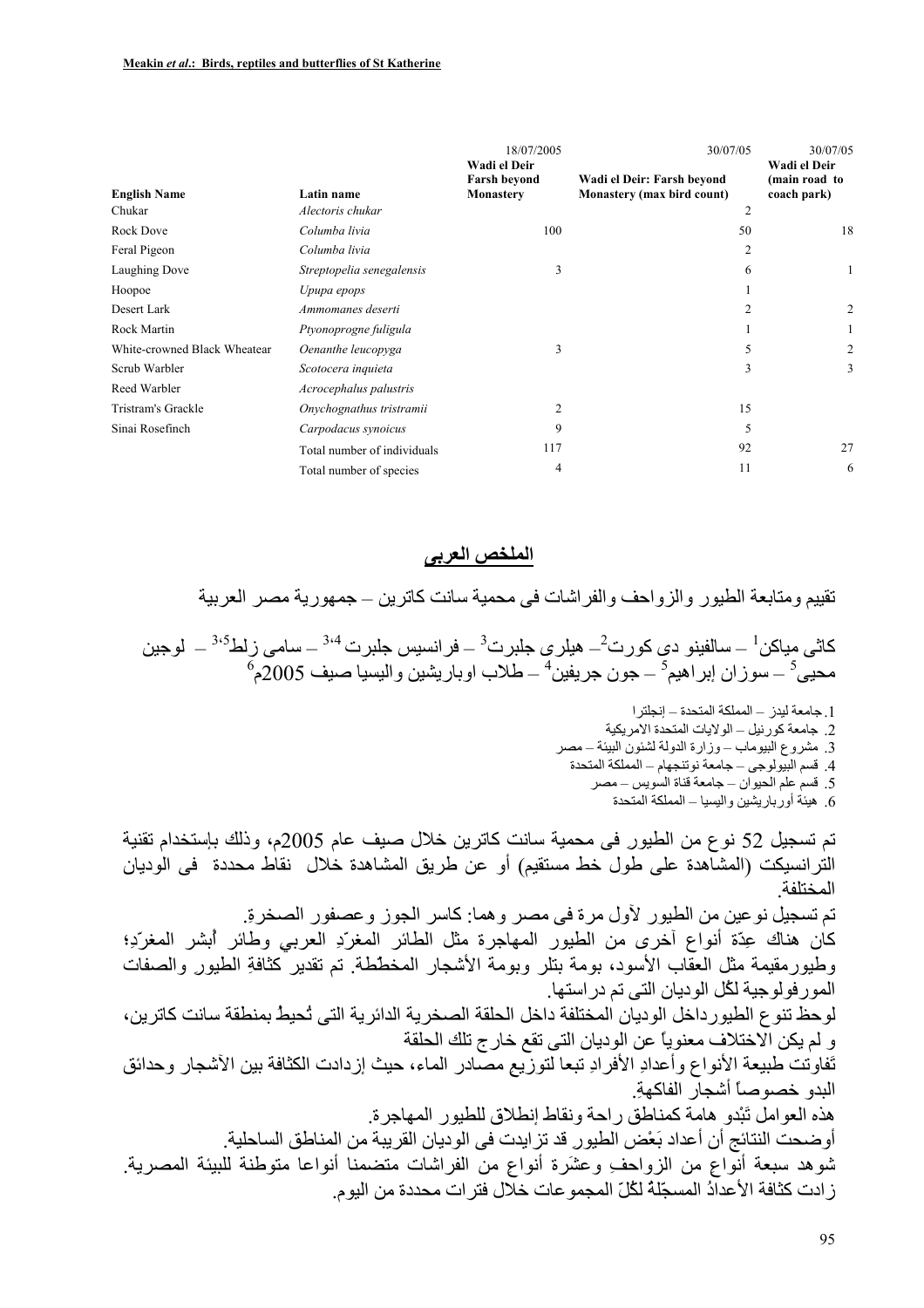| English Name | Latin name | 18/07/2005 Wadi el Deir Farsh beyond Monastery | 30/07/05 Wadi el Deir: Farsh beyond Monastery (max bird count) | 30/07/05 Wadi el Deir (main road to coach park) |
|---|---|---|---|---|
| Chukar | *Alectoris chukar* | | 2 | |
| Rock Dove | *Columba livia* | 100 | 50 | 18 |
| Feral Pigeon | *Columba livia* | | 2 | |
| Laughing Dove | *Streptopelia senegalensis* | 3 | 6 | 1 |
| Hoopoe | *Upupa epops* | | 1 | |
| Desert Lark | *Ammomanes deserti* | | 2 | 2 |
| Rock Martin | *Ptyonoprogne fuligula* | | 1 | 1 |
| White-crowned Black Wheatear | *Oenanthe leucopyga* | 3 | 5 | 2 |
| Scrub Warbler | *Scotocera inquieta* | | 3 | 3 |
| Reed Warbler | *Acrocephalus palustris* | | | |
| Tristram's Grackle | *Onychognathus tristramii* | 2 | 15 | |
| Sinai Rosefinch | *Carpodacus synoicus* | 9 | 5 | |
| | Total number of individuals | 117 | 92 | 27 |
| | Total number of species | 4 | 11 | 6 |

## الملخص العربى

تقييم ومتابعة الطيور والزواحف والفراشات فى محمية سانت كاترين – جمهورية مصر العربية

كاثى مياكن[1] – سالفينو دى كورت[2] – هيلرى جلبرت[3] – فرانسيس جلبرت [3،4] – سامى زلط[3،5] – لوجين محيى[5] – سوزان إبراهيم[5] – جون جريفين[4] – طلاب اوباريشين واليسيا صيف 2005م[6]

1. جامعة ليدز – المملكة المتحدة – إنجلترا
2. جامعة كورنيل – الولايات المتحدة الامريكية
3. مشروع البيوماب – وزارة الدولة لشئون البيئة – مصر
4. قسم البيولوجى – جامعة نوتنجهام – المملكة المتحدة
5. قسم علم الحيوان – جامعة قناة السويس – مصر
6. هيئة أورباريشين واليسيا – المملكة المتحدة

تم تسجيل 52 نوع من الطيورِ فى محمية سانت كاترين خلال صيف عام 2005م، وذلك بإستخدام تقنية الترانسيكت (المشاهدة على طول خط مستقيم) أو عن طريق المشاهدة خلال نقاط محددة فى الوديان المختلفة.
تم تسجيل نوعين من الطيور لأول مرة فى مصر وهما: كاسر الجوز وعصفور الصخرةِ.
كان هناك عِدّة أنواع آخرى من الطيور المهاجرة مثل الطائر المغرّدِ العربيِ وطائر أُبشر المغرّدِ؛ وطيورمقيمة مثل العقاب الأسود، بومة بتلر وبومة الأشجار المخطّطة. تم تقدير كثافةِ الطيورِ والصفات المورفولوجية لكُل الوديان التى تم دراستها.
لوحظ تنوع الطيورداخل الوديان المختلفة داخل الحلقة الصخرية الدائرية التى تُحيطُ بمنطقة سانت كاترين، و لم يكن الاختلاف معنوياً عن الوديان التى تقع خارج تلك الحلقة
تَفاوتت طبيعة الأنواعِ وأعدادِ الأفرادِ تبعا لتوزيع مصادر الماء، حيث إزدادت الكثافة بين الآشجار وحدائق البدو خصوصاً أشجار الفاكهةِ.
هذه العوامل تَبْدو هامة كمناطق راحة ونقاط إنطلاق للطيور المهاجرة.
أوضحت النتائج أن أعداد بَعْض الطيور قد تزايدت فى الوديان القريبة من المناطق الساحلية.
شوهد سبعة أنواع من الزواحفِ وعشَرة أنواع من الفراشات متضمنا أنواعا متوطنة للبيئة المصريةِ.
زادت كثافة الأعدادُ المسجّلةُ لكُلّ المجموعات خلال فترات محددة من اليوم.